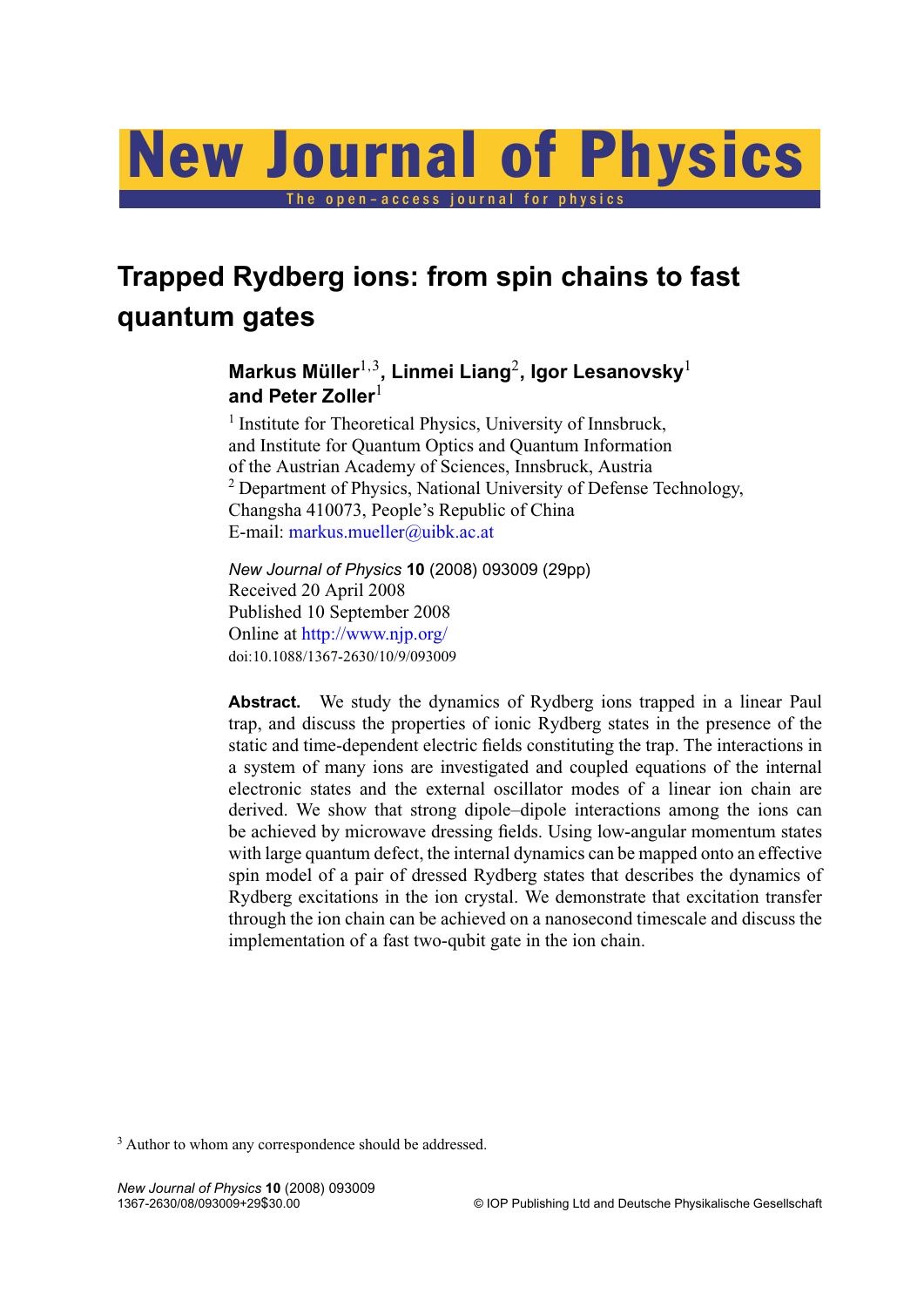# Trapped Rydberg ions: from spin chains to fast quantum gates

**Markus Müller**[1,3], **Linmei Liang**[2], **Igor Lesanovsky**[1] **and Peter Zoller**[1]

[1] Institute for Theoretical Physics, University of Innsbruck, and Institute for Quantum Optics and Quantum Information of the Austrian Academy of Sciences, Innsbruck, Austria

[2] Department of Physics, National University of Defense Technology, Changsha 410073, People's Republic of China

E-mail: markus.mueller@uibk.ac.at

*New Journal of Physics* **10** (2008) 093009 (29pp)
Received 20 April 2008
Published 10 September 2008
Online at http://www.njp.org/
doi:10.1088/1367-2630/10/9/093009

**Abstract.** We study the dynamics of Rydberg ions trapped in a linear Paul trap, and discuss the properties of ionic Rydberg states in the presence of the static and time-dependent electric fields constituting the trap. The interactions in a system of many ions are investigated and coupled equations of the internal electronic states and the external oscillator modes of a linear ion chain are derived. We show that strong dipole–dipole interactions among the ions can be achieved by microwave dressing fields. Using low-angular momentum states with large quantum defect, the internal dynamics can be mapped onto an effective spin model of a pair of dressed Rydberg states that describes the dynamics of Rydberg excitations in the ion crystal. We demonstrate that excitation transfer through the ion chain can be achieved on a nanosecond timescale and discuss the implementation of a fast two-qubit gate in the ion chain.

[3] Author to whom any correspondence should be addressed.

1367-2630/08/093009+29$30.00 © IOP Publishing Ltd and Deutsche Physikalische Gesellschaft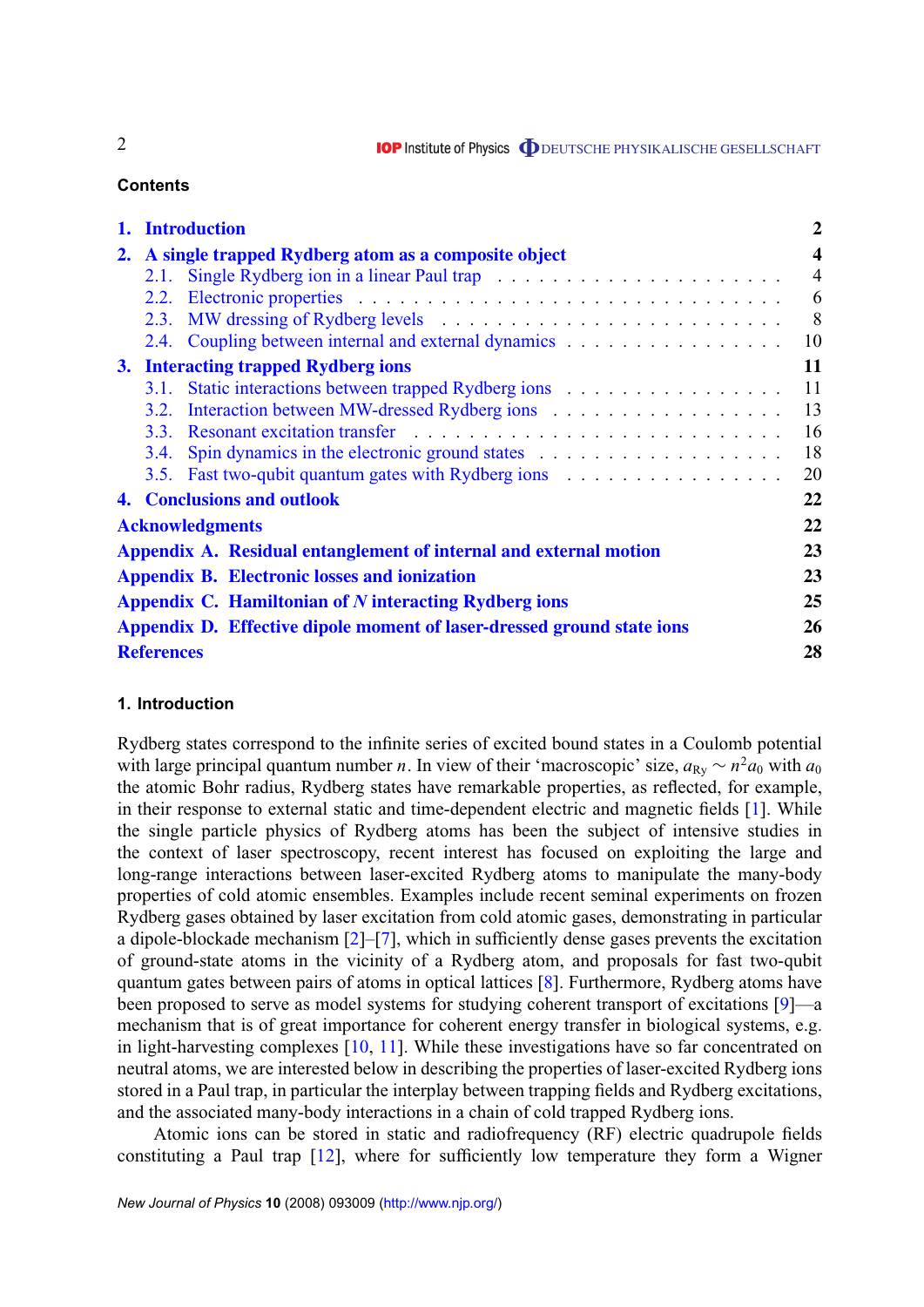## Contents

1. Introduction — 2
2. A single trapped Rydberg atom as a composite object — 4
   - 2.1. Single Rydberg ion in a linear Paul trap — 4
   - 2.2. Electronic properties — 6
   - 2.3. MW dressing of Rydberg levels — 8
   - 2.4. Coupling between internal and external dynamics — 10
3. Interacting trapped Rydberg ions — 11
   - 3.1. Static interactions between trapped Rydberg ions — 11
   - 3.2. Interaction between MW-dressed Rydberg ions — 13
   - 3.3. Resonant excitation transfer — 16
   - 3.4. Spin dynamics in the electronic ground states — 18
   - 3.5. Fast two-qubit quantum gates with Rydberg ions — 20
4. Conclusions and outlook — 22

Acknowledgments — 22

Appendix A. Residual entanglement of internal and external motion — 23

Appendix B. Electronic losses and ionization — 23

Appendix C. Hamiltonian of $N$ interacting Rydberg ions — 25

Appendix D. Effective dipole moment of laser-dressed ground state ions — 26

References — 28

## 1. Introduction

Rydberg states correspond to the infinite series of excited bound states in a Coulomb potential with large principal quantum number $n$. In view of their 'macroscopic' size, $a_{\mathrm{Ry}} \sim n^2 a_0$ with $a_0$ the atomic Bohr radius, Rydberg states have remarkable properties, as reflected, for example, in their response to external static and time-dependent electric and magnetic fields [1]. While the single particle physics of Rydberg atoms has been the subject of intensive studies in the context of laser spectroscopy, recent interest has focused on exploiting the large and long-range interactions between laser-excited Rydberg atoms to manipulate the many-body properties of cold atomic ensembles. Examples include recent seminal experiments on frozen Rydberg gases obtained by laser excitation from cold atomic gases, demonstrating in particular a dipole-blockade mechanism [2]–[7], which in sufficiently dense gases prevents the excitation of ground-state atoms in the vicinity of a Rydberg atom, and proposals for fast two-qubit quantum gates between pairs of atoms in optical lattices [8]. Furthermore, Rydberg atoms have been proposed to serve as model systems for studying coherent transport of excitations [9]—a mechanism that is of great importance for coherent energy transfer in biological systems, e.g. in light-harvesting complexes [10, 11]. While these investigations have so far concentrated on neutral atoms, we are interested below in describing the properties of laser-excited Rydberg ions stored in a Paul trap, in particular the interplay between trapping fields and Rydberg excitations, and the associated many-body interactions in a chain of cold trapped Rydberg ions.

Atomic ions can be stored in static and radiofrequency (RF) electric quadrupole fields constituting a Paul trap [12], where for sufficiently low temperature they form a Wigner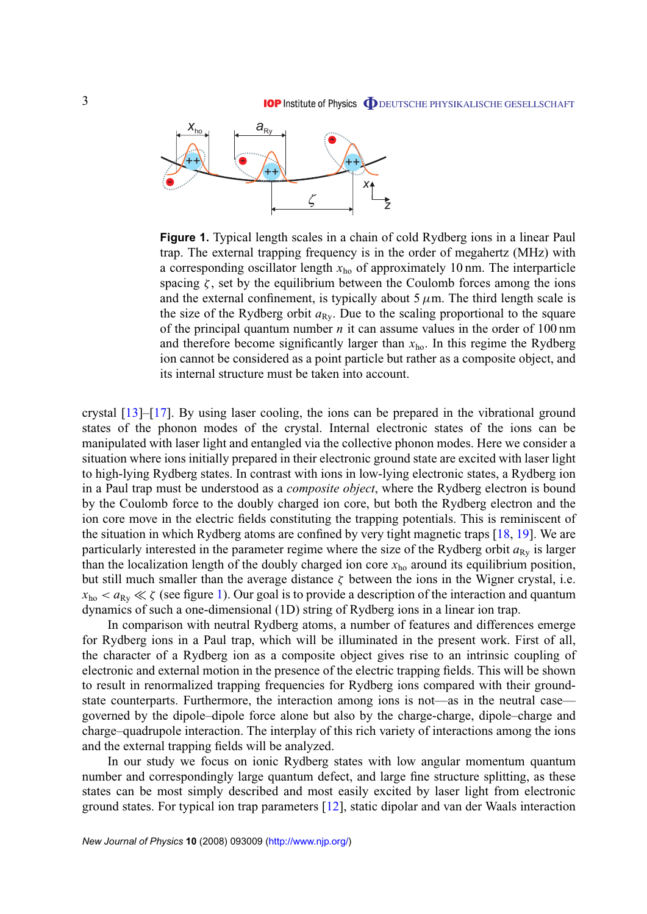**Figure 1.** Typical length scales in a chain of cold Rydberg ions in a linear Paul trap. The external trapping frequency is in the order of megahertz (MHz) with a corresponding oscillator length $x_{\text{ho}}$ of approximately 10 nm. The interparticle spacing $\zeta$, set by the equilibrium between the Coulomb forces among the ions and the external confinement, is typically about 5 $\mu$m. The third length scale is the size of the Rydberg orbit $a_{\text{Ry}}$. Due to the scaling proportional to the square of the principal quantum number $n$ it can assume values in the order of 100 nm and therefore become significantly larger than $x_{\text{ho}}$. In this regime the Rydberg ion cannot be considered as a point particle but rather as a composite object, and its internal structure must be taken into account.

crystal [13]–[17]. By using laser cooling, the ions can be prepared in the vibrational ground states of the phonon modes of the crystal. Internal electronic states of the ions can be manipulated with laser light and entangled via the collective phonon modes. Here we consider a situation where ions initially prepared in their electronic ground state are excited with laser light to high-lying Rydberg states. In contrast with ions in low-lying electronic states, a Rydberg ion in a Paul trap must be understood as a *composite object*, where the Rydberg electron is bound by the Coulomb force to the doubly charged ion core, but both the Rydberg electron and the ion core move in the electric fields constituting the trapping potentials. This is reminiscent of the situation in which Rydberg atoms are confined by very tight magnetic traps [18, 19]. We are particularly interested in the parameter regime where the size of the Rydberg orbit $a_{\text{Ry}}$ is larger than the localization length of the doubly charged ion core $x_{\text{ho}}$ around its equilibrium position, but still much smaller than the average distance $\zeta$ between the ions in the Wigner crystal, i.e. $x_{\text{ho}} < a_{\text{Ry}} \ll \zeta$ (see figure 1). Our goal is to provide a description of the interaction and quantum dynamics of such a one-dimensional (1D) string of Rydberg ions in a linear ion trap.

In comparison with neutral Rydberg atoms, a number of features and differences emerge for Rydberg ions in a Paul trap, which will be illuminated in the present work. First of all, the character of a Rydberg ion as a composite object gives rise to an intrinsic coupling of electronic and external motion in the presence of the electric trapping fields. This will be shown to result in renormalized trapping frequencies for Rydberg ions compared with their ground-state counterparts. Furthermore, the interaction among ions is not—as in the neutral case—governed by the dipole–dipole force alone but also by the charge-charge, dipole–charge and charge–quadrupole interaction. The interplay of this rich variety of interactions among the ions and the external trapping fields will be analyzed.

In our study we focus on ionic Rydberg states with low angular momentum quantum number and correspondingly large quantum defect, and large fine structure splitting, as these states can be most simply described and most easily excited by laser light from electronic ground states. For typical ion trap parameters [12], static dipolar and van der Waals interaction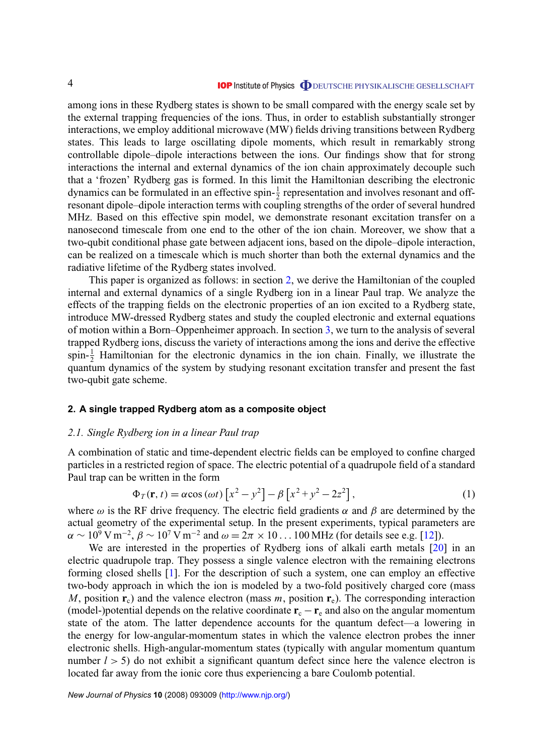among ions in these Rydberg states is shown to be small compared with the energy scale set by the external trapping frequencies of the ions. Thus, in order to establish substantially stronger interactions, we employ additional microwave (MW) fields driving transitions between Rydberg states. This leads to large oscillating dipole moments, which result in remarkably strong controllable dipole–dipole interactions between the ions. Our findings show that for strong interactions the internal and external dynamics of the ion chain approximately decouple such that a 'frozen' Rydberg gas is formed. In this limit the Hamiltonian describing the electronic dynamics can be formulated in an effective spin-$\frac{1}{2}$ representation and involves resonant and off-resonant dipole–dipole interaction terms with coupling strengths of the order of several hundred MHz. Based on this effective spin model, we demonstrate resonant excitation transfer on a nanosecond timescale from one end to the other of the ion chain. Moreover, we show that a two-qubit conditional phase gate between adjacent ions, based on the dipole–dipole interaction, can be realized on a timescale which is much shorter than both the external dynamics and the radiative lifetime of the Rydberg states involved.

This paper is organized as follows: in section 2, we derive the Hamiltonian of the coupled internal and external dynamics of a single Rydberg ion in a linear Paul trap. We analyze the effects of the trapping fields on the electronic properties of an ion excited to a Rydberg state, introduce MW-dressed Rydberg states and study the coupled electronic and external equations of motion within a Born–Oppenheimer approach. In section 3, we turn to the analysis of several trapped Rydberg ions, discuss the variety of interactions among the ions and derive the effective spin-$\frac{1}{2}$ Hamiltonian for the electronic dynamics in the ion chain. Finally, we illustrate the quantum dynamics of the system by studying resonant excitation transfer and present the fast two-qubit gate scheme.

## 2. A single trapped Rydberg atom as a composite object

### 2.1. Single Rydberg ion in a linear Paul trap

A combination of static and time-dependent electric fields can be employed to confine charged particles in a restricted region of space. The electric potential of a quadrupole field of a standard Paul trap can be written in the form

$$\Phi_T(\mathbf{r}, t) = \alpha \cos(\omega t)\left[x^2 - y^2\right] - \beta\left[x^2 + y^2 - 2z^2\right], \tag{1}$$

where $\omega$ is the RF drive frequency. The electric field gradients $\alpha$ and $\beta$ are determined by the actual geometry of the experimental setup. In the present experiments, typical parameters are $\alpha \sim 10^9\,\mathrm{V\,m^{-2}}$, $\beta \sim 10^7\,\mathrm{V\,m^{-2}}$ and $\omega = 2\pi \times 10 \ldots 100\,\mathrm{MHz}$ (for details see e.g. [12]).

We are interested in the properties of Rydberg ions of alkali earth metals [20] in an electric quadrupole trap. They possess a single valence electron with the remaining electrons forming closed shells [1]. For the description of such a system, one can employ an effective two-body approach in which the ion is modeled by a two-fold positively charged core (mass $M$, position $\mathbf{r}_\mathrm{c}$) and the valence electron (mass $m$, position $\mathbf{r}_\mathrm{e}$). The corresponding interaction (model-)potential depends on the relative coordinate $\mathbf{r}_\mathrm{c} - \mathbf{r}_\mathrm{e}$ and also on the angular momentum state of the atom. The latter dependence accounts for the quantum defect—a lowering in the energy for low-angular-momentum states in which the valence electron probes the inner electronic shells. High-angular-momentum states (typically with angular momentum quantum number $l > 5$) do not exhibit a significant quantum defect since here the valence electron is located far away from the ionic core thus experiencing a bare Coulomb potential.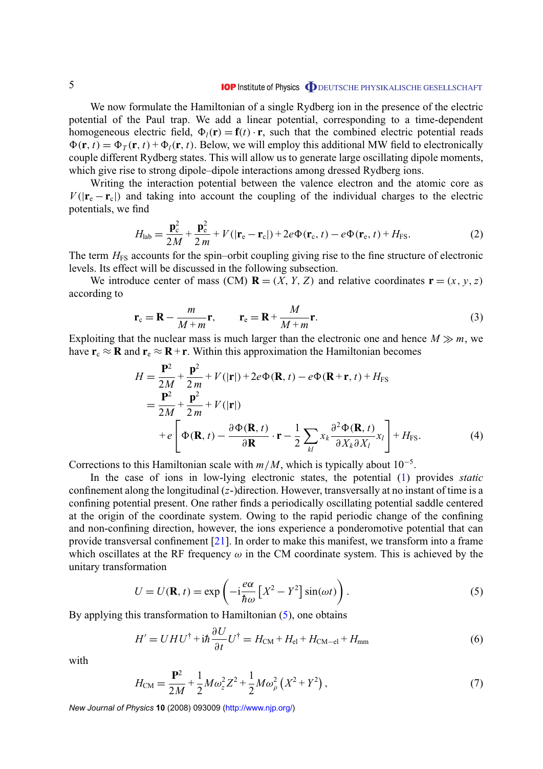We now formulate the Hamiltonian of a single Rydberg ion in the presence of the electric potential of the Paul trap. We add a linear potential, corresponding to a time-dependent homogeneous electric field, $\Phi_l(\mathbf{r}) = \mathbf{f}(t)\cdot\mathbf{r}$, such that the combined electric potential reads $\Phi(\mathbf{r},t) = \Phi_T(\mathbf{r},t) + \Phi_l(\mathbf{r},t)$. Below, we will employ this additional MW field to electronically couple different Rydberg states. This will allow us to generate large oscillating dipole moments, which give rise to strong dipole–dipole interactions among dressed Rydberg ions.

Writing the interaction potential between the valence electron and the atomic core as $V(|\mathbf{r}_e - \mathbf{r}_c|)$ and taking into account the coupling of the individual charges to the electric potentials, we find

$$H_{\mathrm{lab}} = \frac{\mathbf{p}_c^2}{2M} + \frac{\mathbf{p}_e^2}{2m} + V(|\mathbf{r}_e - \mathbf{r}_c|) + 2e\Phi(\mathbf{r}_c,t) - e\Phi(\mathbf{r}_e,t) + H_{\mathrm{FS}}. \tag{2}$$

The term $H_{\mathrm{FS}}$ accounts for the spin–orbit coupling giving rise to the fine structure of electronic levels. Its effect will be discussed in the following subsection.

We introduce center of mass (CM) $\mathbf{R} = (X, Y, Z)$ and relative coordinates $\mathbf{r} = (x, y, z)$ according to

$$\mathbf{r}_c = \mathbf{R} - \frac{m}{M+m}\mathbf{r}, \qquad \mathbf{r}_e = \mathbf{R} + \frac{M}{M+m}\mathbf{r}. \tag{3}$$

Exploiting that the nuclear mass is much larger than the electronic one and hence $M \gg m$, we have $\mathbf{r}_c \approx \mathbf{R}$ and $\mathbf{r}_e \approx \mathbf{R} + \mathbf{r}$. Within this approximation the Hamiltonian becomes

$$\begin{aligned} H &= \frac{\mathbf{P}^2}{2M} + \frac{\mathbf{p}^2}{2m} + V(|\mathbf{r}|) + 2e\Phi(\mathbf{R},t) - e\Phi(\mathbf{R}+\mathbf{r},t) + H_{\mathrm{FS}} \\ &= \frac{\mathbf{P}^2}{2M} + \frac{\mathbf{p}^2}{2m} + V(|\mathbf{r}|) \\ &\quad + e\left[\Phi(\mathbf{R},t) - \frac{\partial\Phi(\mathbf{R},t)}{\partial\mathbf{R}}\cdot\mathbf{r} - \frac{1}{2}\sum_{kl} x_k \frac{\partial^2\Phi(\mathbf{R},t)}{\partial X_k \partial X_l} x_l\right] + H_{\mathrm{FS}}. \end{aligned} \tag{4}$$

Corrections to this Hamiltonian scale with $m/M$, which is typically about $10^{-5}$.

In the case of ions in low-lying electronic states, the potential (1) provides *static* confinement along the longitudinal ($z$-)direction. However, transversally at no instant of time is a confining potential present. One rather finds a periodically oscillating potential saddle centered at the origin of the coordinate system. Owing to the rapid periodic change of the confining and non-confining direction, however, the ions experience a ponderomotive potential that can provide transversal confinement [21]. In order to make this manifest, we transform into a frame which oscillates at the RF frequency $\omega$ in the CM coordinate system. This is achieved by the unitary transformation

$$U = U(\mathbf{R},t) = \exp\left(-\mathrm{i}\frac{e\alpha}{\hbar\omega}\left[X^2 - Y^2\right]\sin(\omega t)\right). \tag{5}$$

By applying this transformation to Hamiltonian (5), one obtains

$$H' = UHU^\dagger + \mathrm{i}\hbar\frac{\partial U}{\partial t}U^\dagger = H_{\mathrm{CM}} + H_{\mathrm{el}} + H_{\mathrm{CM-el}} + H_{\mathrm{mm}} \tag{6}$$

with

$$H_{\mathrm{CM}} = \frac{\mathbf{P}^2}{2M} + \frac{1}{2}M\omega_z^2 Z^2 + \frac{1}{2}M\omega_\rho^2\left(X^2 + Y^2\right), \tag{7}$$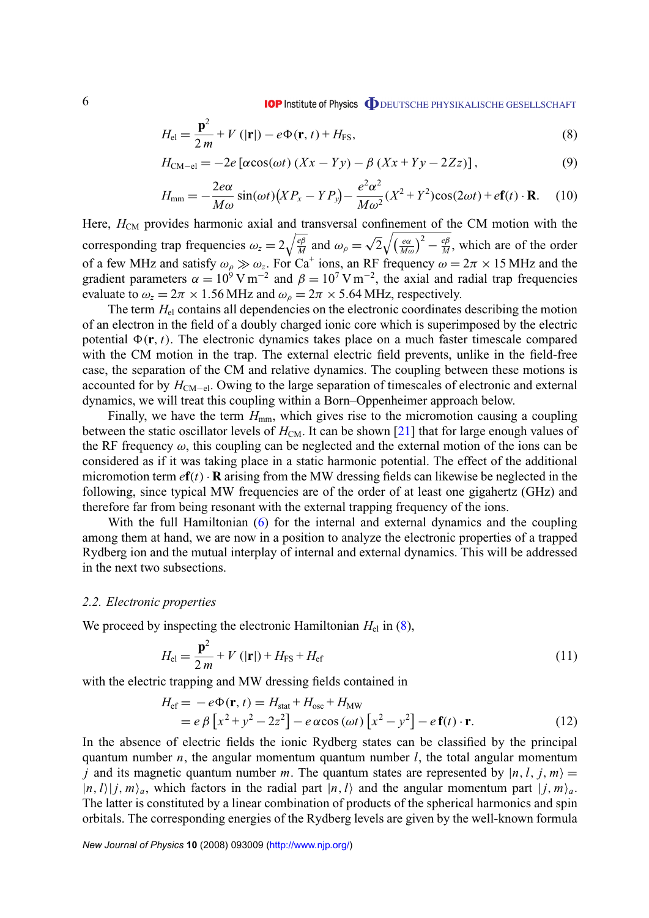$$H_{\mathrm{el}} = \frac{\mathbf{p}^2}{2\,m} + V\,(|\mathbf{r}|) - e\Phi(\mathbf{r},t) + H_{\mathrm{FS}}, \tag{8}$$

$$H_{\mathrm{CM-el}} = -2e\left[\alpha\cos(\omega t)\,(Xx - Yy) - \beta\,(Xx + Yy - 2Zz)\right], \tag{9}$$

$$H_{\mathrm{mm}} = -\frac{2e\alpha}{M\omega}\sin(\omega t)\big(XP_x - YP_y\big) - \frac{e^2\alpha^2}{M\omega^2}(X^2+Y^2)\cos(2\omega t) + e\mathbf{f}(t)\cdot\mathbf{R}. \tag{10}$$

Here, $H_{\mathrm{CM}}$ provides harmonic axial and transversal confinement of the CM motion with the corresponding trap frequencies $\omega_z = 2\sqrt{\frac{e\beta}{M}}$ and $\omega_\rho = \sqrt{2}\sqrt{\left(\frac{e\alpha}{M\omega}\right)^2 - \frac{e\beta}{M}}$, which are of the order of a few MHz and satisfy $\omega_\rho \gg \omega_z$. For $Ca^+$ ions, an RF frequency $\omega = 2\pi \times 15\,\mathrm{MHz}$ and the gradient parameters $\alpha = 10^9\,\mathrm{V\,m^{-2}}$ and $\beta = 10^7\,\mathrm{V\,m^{-2}}$, the axial and radial trap frequencies evaluate to $\omega_z = 2\pi \times 1.56\,\mathrm{MHz}$ and $\omega_\rho = 2\pi \times 5.64\,\mathrm{MHz}$, respectively.

The term $H_{\mathrm{el}}$ contains all dependencies on the electronic coordinates describing the motion of an electron in the field of a doubly charged ionic core which is superimposed by the electric potential $\Phi(\mathbf{r},t)$. The electronic dynamics takes place on a much faster timescale compared with the CM motion in the trap. The external electric field prevents, unlike in the field-free case, the separation of the CM and relative dynamics. The coupling between these motions is accounted for by $H_{\mathrm{CM-el}}$. Owing to the large separation of timescales of electronic and external dynamics, we will treat this coupling within a Born–Oppenheimer approach below.

Finally, we have the term $H_{\mathrm{mm}}$, which gives rise to the micromotion causing a coupling between the static oscillator levels of $H_{\mathrm{CM}}$. It can be shown [21] that for large enough values of the RF frequency $\omega$, this coupling can be neglected and the external motion of the ions can be considered as if it was taking place in a static harmonic potential. The effect of the additional micromotion term $e\mathbf{f}(t)\cdot\mathbf{R}$ arising from the MW dressing fields can likewise be neglected in the following, since typical MW frequencies are of the order of at least one gigahertz (GHz) and therefore far from being resonant with the external trapping frequency of the ions.

With the full Hamiltonian (6) for the internal and external dynamics and the coupling among them at hand, we are now in a position to analyze the electronic properties of a trapped Rydberg ion and the mutual interplay of internal and external dynamics. This will be addressed in the next two subsections.

### *2.2. Electronic properties*

We proceed by inspecting the electronic Hamiltonian $H_{\mathrm{el}}$ in (8),

$$H_{\mathrm{el}} = \frac{\mathbf{p}^2}{2\,m} + V\,(|\mathbf{r}|) + H_{\mathrm{FS}} + H_{\mathrm{ef}} \tag{11}$$

with the electric trapping and MW dressing fields contained in

$$\begin{aligned} H_{\mathrm{ef}} &= -e\Phi(\mathbf{r},t) = H_{\mathrm{stat}} + H_{\mathrm{osc}} + H_{\mathrm{MW}} \\ &= e\,\beta\left[x^2 + y^2 - 2z^2\right] - e\,\alpha\cos(\omega t)\left[x^2 - y^2\right] - e\,\mathbf{f}(t)\cdot\mathbf{r}. \end{aligned} \tag{12}$$

In the absence of electric fields the ionic Rydberg states can be classified by the principal quantum number $n$, the angular momentum quantum number $l$, the total angular momentum $j$ and its magnetic quantum number $m$. The quantum states are represented by $|n,l,j,m\rangle = |n,l\rangle|j,m\rangle_a$, which factors in the radial part $|n,l\rangle$ and the angular momentum part $|j,m\rangle_a$. The latter is constituted by a linear combination of products of the spherical harmonics and spin orbitals. The corresponding energies of the Rydberg levels are given by the well-known formula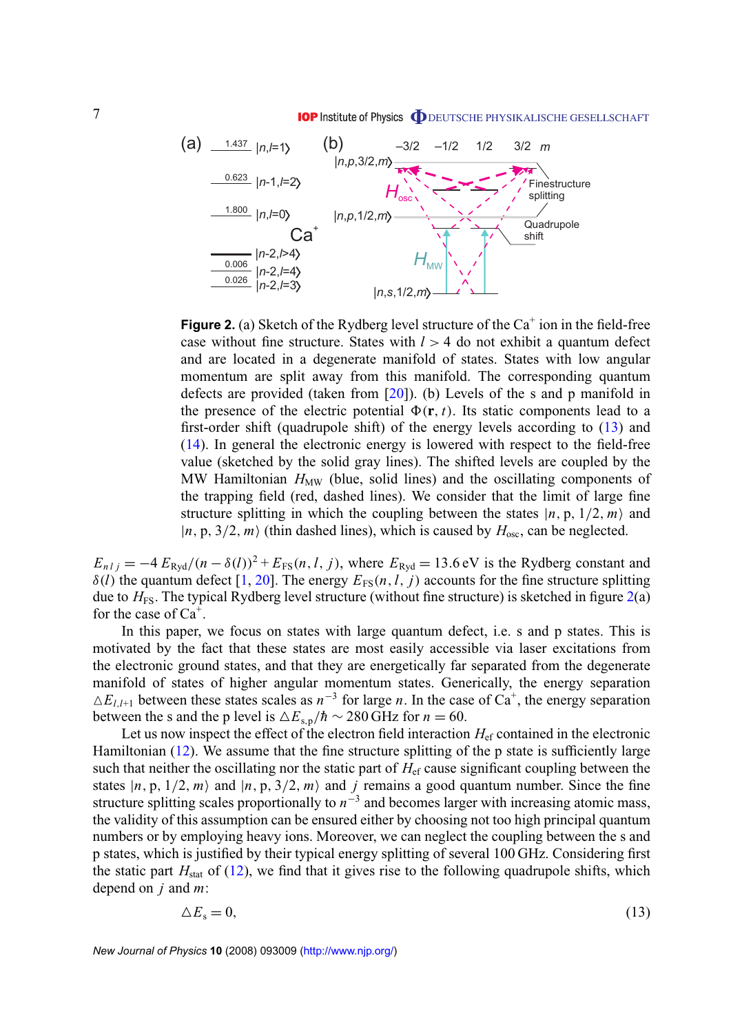**Figure 2.** (a) Sketch of the Rydberg level structure of the Ca$^+$ ion in the field-free case without fine structure. States with $l > 4$ do not exhibit a quantum defect and are located in a degenerate manifold of states. States with low angular momentum are split away from this manifold. The corresponding quantum defects are provided (taken from [20]). (b) Levels of the s and p manifold in the presence of the electric potential $\Phi(\mathbf{r}, t)$. Its static components lead to a first-order shift (quadrupole shift) of the energy levels according to (13) and (14). In general the electronic energy is lowered with respect to the field-free value (sketched by the solid gray lines). The shifted levels are coupled by the MW Hamiltonian $H_{\rm MW}$ (blue, solid lines) and the oscillating components of the trapping field (red, dashed lines). We consider that the limit of large fine structure splitting in which the coupling between the states $|n, \mathrm{p}, 1/2, m\rangle$ and $|n, \mathrm{p}, 3/2, m\rangle$ (thin dashed lines), which is caused by $H_{\rm osc}$, can be neglected.

$E_{n\,l\,j} = -4\,E_{\rm Ryd}/(n-\delta(l))^2 + E_{\rm FS}(n, l, j)$, where $E_{\rm Ryd} = 13.6\,\mathrm{eV}$ is the Rydberg constant and $\delta(l)$ the quantum defect [1, 20]. The energy $E_{\rm FS}(n, l, j)$ accounts for the fine structure splitting due to $H_{\rm FS}$. The typical Rydberg level structure (without fine structure) is sketched in figure 2(a) for the case of Ca$^+$.

In this paper, we focus on states with large quantum defect, i.e. s and p states. This is motivated by the fact that these states are most easily accessible via laser excitations from the electronic ground states, and that they are energetically far separated from the degenerate manifold of states of higher angular momentum states. Generically, the energy separation $\triangle E_{l,l+1}$ between these states scales as $n^{-3}$ for large $n$. In the case of Ca$^+$, the energy separation between the s and the p level is $\triangle E_{\rm s,p}/\hbar \sim 280\,\mathrm{GHz}$ for $n = 60$.

Let us now inspect the effect of the electron field interaction $H_{\rm ef}$ contained in the electronic Hamiltonian (12). We assume that the fine structure splitting of the p state is sufficiently large such that neither the oscillating nor the static part of $H_{\rm ef}$ cause significant coupling between the states $|n, \mathrm{p}, 1/2, m\rangle$ and $|n, \mathrm{p}, 3/2, m\rangle$ and $j$ remains a good quantum number. Since the fine structure splitting scales proportionally to $n^{-3}$ and becomes larger with increasing atomic mass, the validity of this assumption can be ensured either by choosing not too high principal quantum numbers or by employing heavy ions. Moreover, we can neglect the coupling between the s and p states, which is justified by their typical energy splitting of several 100 GHz. Considering first the static part $H_{\rm stat}$ of (12), we find that it gives rise to the following quadrupole shifts, which depend on $j$ and $m$:

$$\triangle E_{\rm s} = 0, \tag{13}$$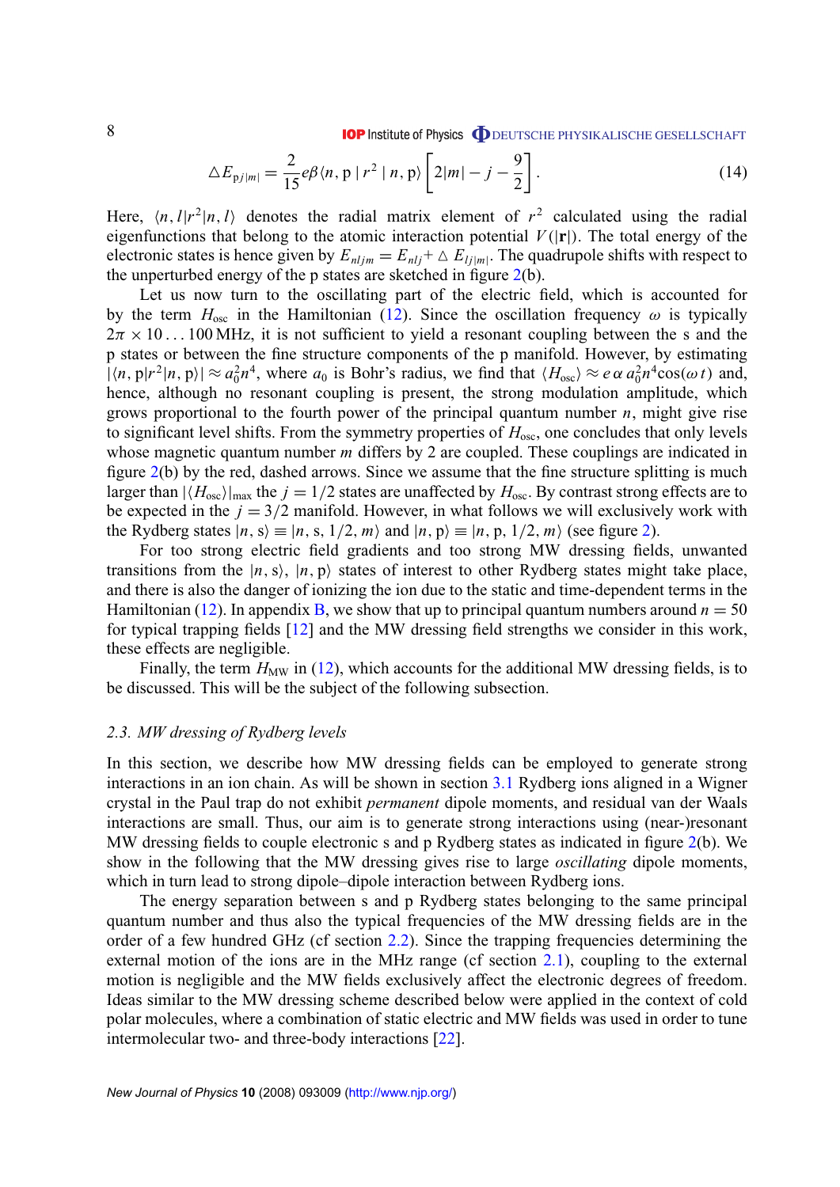$$\triangle E_{\mathrm{p}j|m|} = \frac{2}{15} e\beta \langle n, \mathrm{p} \mid r^2 \mid n, \mathrm{p}\rangle \left[2|m| - j - \frac{9}{2}\right]. \tag{14}$$

Here, $\langle n, l|r^2|n, l\rangle$ denotes the radial matrix element of $r^2$ calculated using the radial eigenfunctions that belong to the atomic interaction potential $V(|\mathbf{r}|)$. The total energy of the electronic states is hence given by $E_{nljm} = E_{nlj} + \triangle E_{lj|m|}$. The quadrupole shifts with respect to the unperturbed energy of the p states are sketched in figure 2(b).

Let us now turn to the oscillating part of the electric field, which is accounted for by the term $H_{\mathrm{osc}}$ in the Hamiltonian (12). Since the oscillation frequency $\omega$ is typically $2\pi \times 10 \ldots 100$ MHz, it is not sufficient to yield a resonant coupling between the s and the p states or between the fine structure components of the p manifold. However, by estimating $|\langle n, \mathrm{p}|r^2|n, \mathrm{p}\rangle| \approx a_0^2 n^4$, where $a_0$ is Bohr's radius, we find that $\langle H_{\mathrm{osc}}\rangle \approx e\,\alpha\, a_0^2 n^4 \cos(\omega\, t)$ and, hence, although no resonant coupling is present, the strong modulation amplitude, which grows proportional to the fourth power of the principal quantum number $n$, might give rise to significant level shifts. From the symmetry properties of $H_{\mathrm{osc}}$, one concludes that only levels whose magnetic quantum number $m$ differs by 2 are coupled. These couplings are indicated in figure 2(b) by the red, dashed arrows. Since we assume that the fine structure splitting is much larger than $|\langle H_{\mathrm{osc}}\rangle|_{\max}$ the $j = 1/2$ states are unaffected by $H_{\mathrm{osc}}$. By contrast strong effects are to be expected in the $j = 3/2$ manifold. However, in what follows we will exclusively work with the Rydberg states $|n, \mathrm{s}\rangle \equiv |n, \mathrm{s}, 1/2, m\rangle$ and $|n, \mathrm{p}\rangle \equiv |n, \mathrm{p}, 1/2, m\rangle$ (see figure 2).

For too strong electric field gradients and too strong MW dressing fields, unwanted transitions from the $|n, \mathrm{s}\rangle$, $|n, \mathrm{p}\rangle$ states of interest to other Rydberg states might take place, and there is also the danger of ionizing the ion due to the static and time-dependent terms in the Hamiltonian (12). In appendix B, we show that up to principal quantum numbers around $n = 50$ for typical trapping fields [12] and the MW dressing field strengths we consider in this work, these effects are negligible.

Finally, the term $H_{\mathrm{MW}}$ in (12), which accounts for the additional MW dressing fields, is to be discussed. This will be the subject of the following subsection.

### *2.3. MW dressing of Rydberg levels*

In this section, we describe how MW dressing fields can be employed to generate strong interactions in an ion chain. As will be shown in section 3.1 Rydberg ions aligned in a Wigner crystal in the Paul trap do not exhibit *permanent* dipole moments, and residual van der Waals interactions are small. Thus, our aim is to generate strong interactions using (near-)resonant MW dressing fields to couple electronic s and p Rydberg states as indicated in figure 2(b). We show in the following that the MW dressing gives rise to large *oscillating* dipole moments, which in turn lead to strong dipole–dipole interaction between Rydberg ions.

The energy separation between s and p Rydberg states belonging to the same principal quantum number and thus also the typical frequencies of the MW dressing fields are in the order of a few hundred GHz (cf section 2.2). Since the trapping frequencies determining the external motion of the ions are in the MHz range (cf section 2.1), coupling to the external motion is negligible and the MW fields exclusively affect the electronic degrees of freedom. Ideas similar to the MW dressing scheme described below were applied in the context of cold polar molecules, where a combination of static electric and MW fields was used in order to tune intermolecular two- and three-body interactions [22].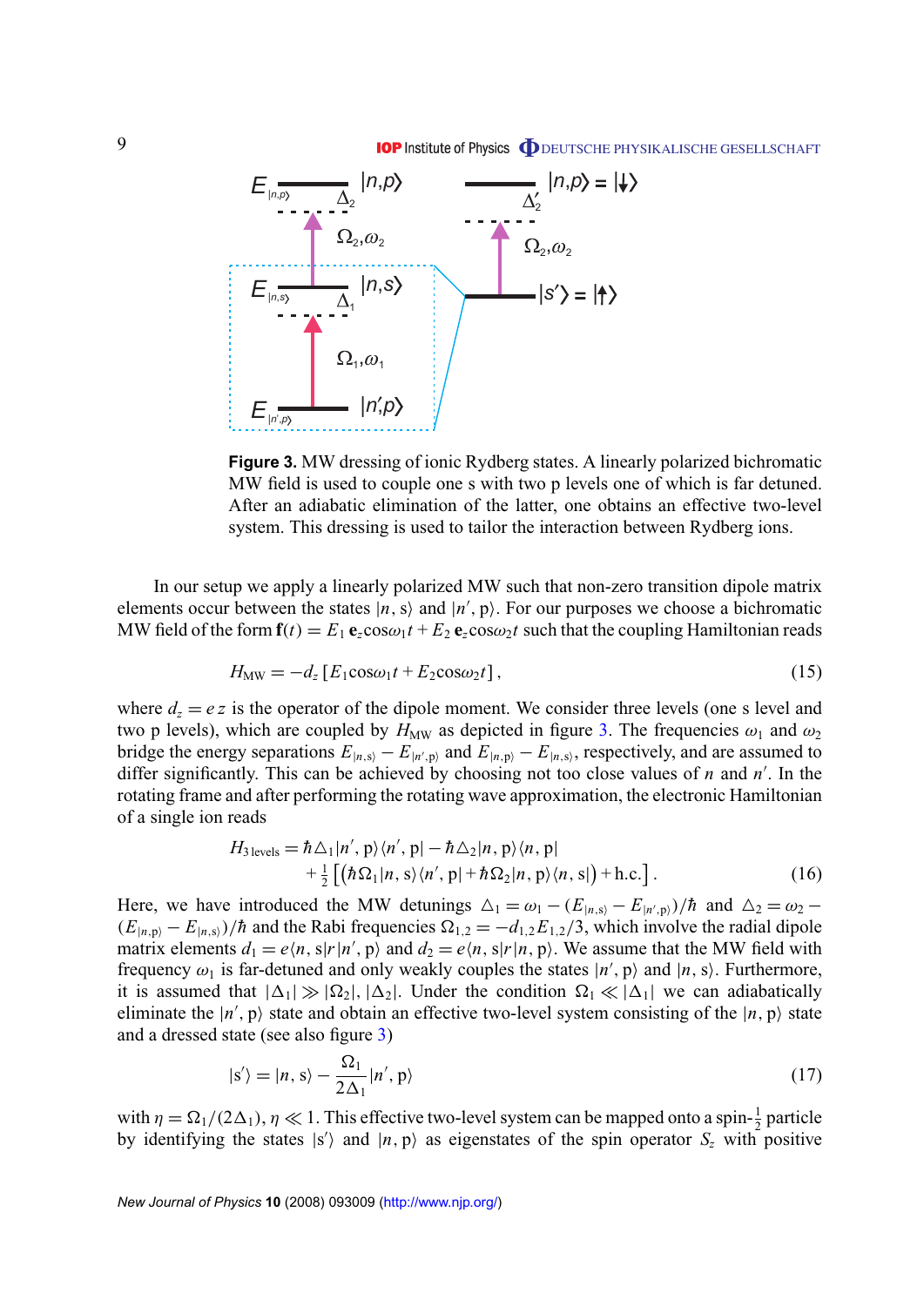**Figure 3.** MW dressing of ionic Rydberg states. A linearly polarized bichromatic MW field is used to couple one s with two p levels one of which is far detuned. After an adiabatic elimination of the latter, one obtains an effective two-level system. This dressing is used to tailor the interaction between Rydberg ions.

In our setup we apply a linearly polarized MW such that non-zero transition dipole matrix elements occur between the states $|n, \mathrm{s}\rangle$ and $|n', \mathrm{p}\rangle$. For our purposes we choose a bichromatic MW field of the form $\mathbf{f}(t) = E_1\,\mathbf{e}_z \cos\omega_1 t + E_2\,\mathbf{e}_z \cos\omega_2 t$ such that the coupling Hamiltonian reads

$$H_{\mathrm{MW}} = -d_z\left[E_1 \cos\omega_1 t + E_2 \cos\omega_2 t\right], \tag{15}$$

where $d_z = e\,z$ is the operator of the dipole moment. We consider three levels (one s level and two p levels), which are coupled by $H_{\mathrm{MW}}$ as depicted in figure 3. The frequencies $\omega_1$ and $\omega_2$ bridge the energy separations $E_{|n,\mathrm{s}\rangle} - E_{|n',\mathrm{p}\rangle}$ and $E_{|n,\mathrm{p}\rangle} - E_{|n,\mathrm{s}\rangle}$, respectively, and are assumed to differ significantly. This can be achieved by choosing not too close values of $n$ and $n'$. In the rotating frame and after performing the rotating wave approximation, the electronic Hamiltonian of a single ion reads

$$H_{3\,\mathrm{levels}} = \hbar\triangle_1 |n', \mathrm{p}\rangle\langle n', \mathrm{p}| - \hbar\triangle_2 |n, \mathrm{p}\rangle\langle n, \mathrm{p}| + \tfrac{1}{2}\left[\left(\hbar\Omega_1 |n, \mathrm{s}\rangle\langle n', \mathrm{p}| + \hbar\Omega_2 |n, \mathrm{p}\rangle\langle n, \mathrm{s}|\right) + \mathrm{h.c.}\right]. \tag{16}$$

Here, we have introduced the MW detunings $\triangle_1 = \omega_1 - (E_{|n,\mathrm{s}\rangle} - E_{|n',\mathrm{p}\rangle})/\hbar$ and $\triangle_2 = \omega_2 - (E_{|n,\mathrm{p}\rangle} - E_{|n,\mathrm{s}\rangle})/\hbar$ and the Rabi frequencies $\Omega_{1,2} = -d_{1,2}E_{1,2}/3$, which involve the radial dipole matrix elements $d_1 = e\langle n, \mathrm{s}|r|n', \mathrm{p}\rangle$ and $d_2 = e\langle n, \mathrm{s}|r|n, \mathrm{p}\rangle$. We assume that the MW field with frequency $\omega_1$ is far-detuned and only weakly couples the states $|n', \mathrm{p}\rangle$ and $|n, \mathrm{s}\rangle$. Furthermore, it is assumed that $|\triangle_1| \gg |\Omega_2|, |\triangle_2|$. Under the condition $\Omega_1 \ll |\triangle_1|$ we can adiabatically eliminate the $|n', \mathrm{p}\rangle$ state and obtain an effective two-level system consisting of the $|n, \mathrm{p}\rangle$ state and a dressed state (see also figure 3)

$$|\mathrm{s}'\rangle = |n, \mathrm{s}\rangle - \frac{\Omega_1}{2\triangle_1}|n', \mathrm{p}\rangle \tag{17}$$

with $\eta = \Omega_1/(2\triangle_1)$, $\eta \ll 1$. This effective two-level system can be mapped onto a spin-$\frac{1}{2}$ particle by identifying the states $|\mathrm{s}'\rangle$ and $|n, \mathrm{p}\rangle$ as eigenstates of the spin operator $S_z$ with positive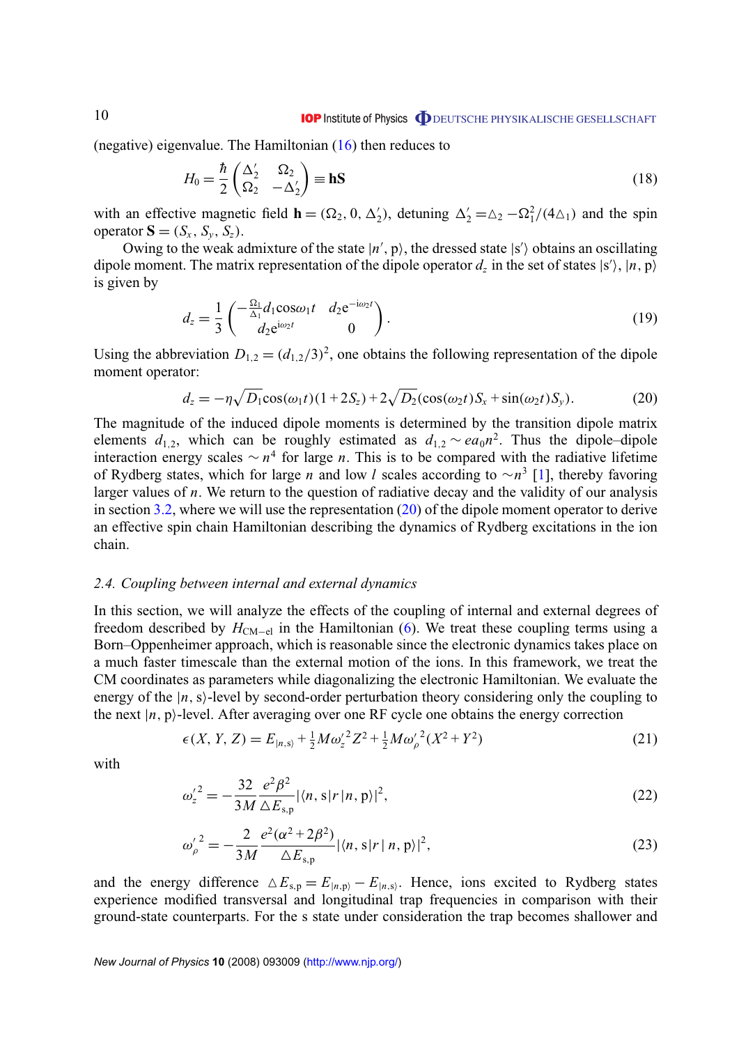(negative) eigenvalue. The Hamiltonian (16) then reduces to

$$H_0 = \frac{\hbar}{2}\begin{pmatrix} \Delta_2' & \Omega_2 \\ \Omega_2 & -\Delta_2' \end{pmatrix} \equiv \mathbf{hS} \tag{18}$$

with an effective magnetic field $\mathbf{h} = (\Omega_2, 0, \Delta_2')$, detuning $\Delta_2' = \triangle_2 - \Omega_1^2/(4\triangle_1)$ and the spin operator $\mathbf{S} = (S_x, S_y, S_z)$.

Owing to the weak admixture of the state $|n', \mathrm{p}\rangle$, the dressed state $|\mathrm{s}'\rangle$ obtains an oscillating dipole moment. The matrix representation of the dipole operator $d_z$ in the set of states $|\mathrm{s}'\rangle$, $|n, \mathrm{p}\rangle$ is given by

$$d_z = \frac{1}{3}\begin{pmatrix} -\frac{\Omega_1}{\Delta_1} d_1 \cos\omega_1 t & d_2 \mathrm{e}^{-\mathrm{i}\omega_2 t} \\ d_2 \mathrm{e}^{\mathrm{i}\omega_2 t} & 0 \end{pmatrix}. \tag{19}$$

Using the abbreviation $D_{1,2} = (d_{1,2}/3)^2$, one obtains the following representation of the dipole moment operator:

$$d_z = -\eta\sqrt{D_1}\cos(\omega_1 t)(1 + 2S_z) + 2\sqrt{D_2}(\cos(\omega_2 t)S_x + \sin(\omega_2 t)S_y). \tag{20}$$

The magnitude of the induced dipole moments is determined by the transition dipole matrix elements $d_{1,2}$, which can be roughly estimated as $d_{1,2} \sim e a_0 n^2$. Thus the dipole–dipole interaction energy scales $\sim n^4$ for large $n$. This is to be compared with the radiative lifetime of Rydberg states, which for large $n$ and low $l$ scales according to $\sim n^3$ [1], thereby favoring larger values of $n$. We return to the question of radiative decay and the validity of our analysis in section 3.2, where we will use the representation (20) of the dipole moment operator to derive an effective spin chain Hamiltonian describing the dynamics of Rydberg excitations in the ion chain.

### 2.4. Coupling between internal and external dynamics

In this section, we will analyze the effects of the coupling of internal and external degrees of freedom described by $H_{\mathrm{CM-el}}$ in the Hamiltonian (6). We treat these coupling terms using a Born–Oppenheimer approach, which is reasonable since the electronic dynamics takes place on a much faster timescale than the external motion of the ions. In this framework, we treat the CM coordinates as parameters while diagonalizing the electronic Hamiltonian. We evaluate the energy of the $|n, \mathrm{s}\rangle$-level by second-order perturbation theory considering only the coupling to the next $|n, \mathrm{p}\rangle$-level. After averaging over one RF cycle one obtains the energy correction

$$\epsilon(X, Y, Z) = E_{|n,\mathrm{s}\rangle} + \tfrac{1}{2}M\omega_z'^2 Z^2 + \tfrac{1}{2}M\omega_\rho'^2(X^2 + Y^2) \tag{21}$$

with

$$\omega_z'^2 = -\frac{32}{3M}\frac{e^2\beta^2}{\triangle E_{\mathrm{s,p}}}|\langle n, \mathrm{s}|r|n, \mathrm{p}\rangle|^2, \tag{22}$$

$$\omega_\rho'^2 = -\frac{2}{3M}\frac{e^2(\alpha^2 + 2\beta^2)}{\triangle E_{\mathrm{s,p}}}|\langle n, \mathrm{s}|r\,|\,n, \mathrm{p}\rangle|^2, \tag{23}$$

and the energy difference $\triangle E_{\mathrm{s,p}} = E_{|n,\mathrm{p}\rangle} - E_{|n,\mathrm{s}\rangle}$. Hence, ions excited to Rydberg states experience modified transversal and longitudinal trap frequencies in comparison with their ground-state counterparts. For the s state under consideration the trap becomes shallower and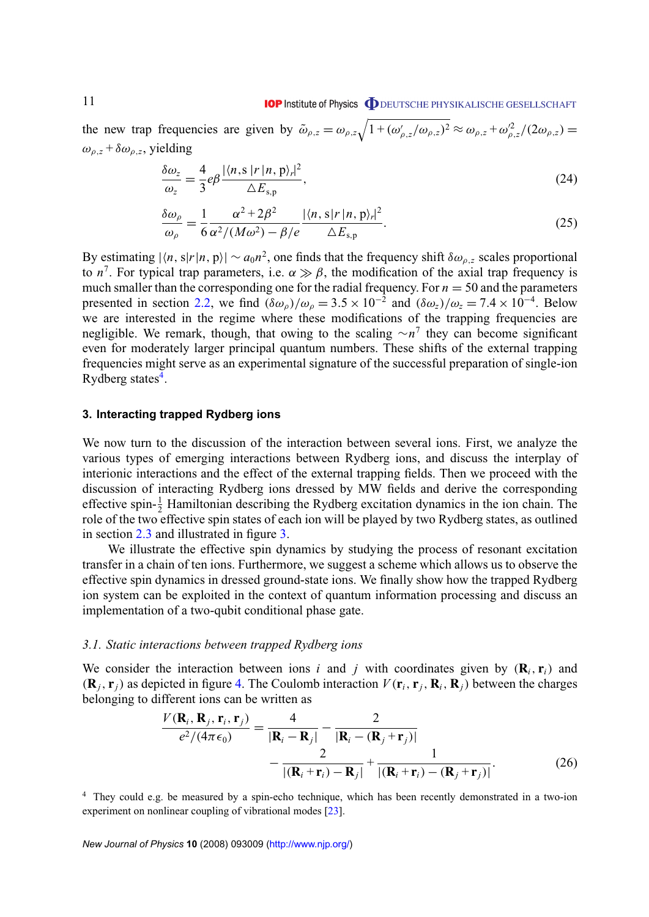the new trap frequencies are given by $\tilde{\omega}_{\rho,z} = \omega_{\rho,z}\sqrt{1+(\omega'_{\rho,z}/\omega_{\rho,z})^2} \approx \omega_{\rho,z} + \omega'^2_{\rho,z}/(2\omega_{\rho,z}) = \omega_{\rho,z} + \delta\omega_{\rho,z}$, yielding

$$\frac{\delta\omega_z}{\omega_z} = \frac{4}{3}e\beta\frac{|\langle n,\mathrm{s}\,|r|\,n,\mathrm{p}\rangle_r|^2}{\triangle E_{\mathrm{s,p}}}, \tag{24}$$

$$\frac{\delta\omega_\rho}{\omega_\rho} = \frac{1}{6}\frac{\alpha^2+2\beta^2}{\alpha^2/(M\omega^2)-\beta/e}\frac{|\langle n,\mathrm{s}\,|r|\,n,\mathrm{p}\rangle_r|^2}{\triangle E_{\mathrm{s,p}}}. \tag{25}$$

By estimating $|\langle n,\mathrm{s}|r|n,\mathrm{p}\rangle| \sim a_0 n^2$, one finds that the frequency shift $\delta\omega_{\rho,z}$ scales proportional to $n^7$. For typical trap parameters, i.e. $\alpha \gg \beta$, the modification of the axial trap frequency is much smaller than the corresponding one for the radial frequency. For $n = 50$ and the parameters presented in section 2.2, we find $(\delta\omega_\rho)/\omega_\rho = 3.5\times10^{-2}$ and $(\delta\omega_z)/\omega_z = 7.4\times10^{-4}$. Below we are interested in the regime where these modifications of the trapping frequencies are negligible. We remark, though, that owing to the scaling $\sim n^7$ they can become significant even for moderately larger principal quantum numbers. These shifts of the external trapping frequencies might serve as an experimental signature of the successful preparation of single-ion Rydberg states[4].

## 3. Interacting trapped Rydberg ions

We now turn to the discussion of the interaction between several ions. First, we analyze the various types of emerging interactions between Rydberg ions, and discuss the interplay of interionic interactions and the effect of the external trapping fields. Then we proceed with the discussion of interacting Rydberg ions dressed by MW fields and derive the corresponding effective spin-$\frac{1}{2}$ Hamiltonian describing the Rydberg excitation dynamics in the ion chain. The role of the two effective spin states of each ion will be played by two Rydberg states, as outlined in section 2.3 and illustrated in figure 3.

We illustrate the effective spin dynamics by studying the process of resonant excitation transfer in a chain of ten ions. Furthermore, we suggest a scheme which allows us to observe the effective spin dynamics in dressed ground-state ions. We finally show how the trapped Rydberg ion system can be exploited in the context of quantum information processing and discuss an implementation of a two-qubit conditional phase gate.

### *3.1. Static interactions between trapped Rydberg ions*

We consider the interaction between ions $i$ and $j$ with coordinates given by $(\mathbf{R}_i, \mathbf{r}_i)$ and $(\mathbf{R}_j, \mathbf{r}_j)$ as depicted in figure 4. The Coulomb interaction $V(\mathbf{r}_i, \mathbf{r}_j, \mathbf{R}_i, \mathbf{R}_j)$ between the charges belonging to different ions can be written as

$$\frac{V(\mathbf{R}_i,\mathbf{R}_j,\mathbf{r}_i,\mathbf{r}_j)}{e^2/(4\pi\epsilon_0)} = \frac{4}{|\mathbf{R}_i-\mathbf{R}_j|} - \frac{2}{|\mathbf{R}_i-(\mathbf{R}_j+\mathbf{r}_j)|} - \frac{2}{|(\mathbf{R}_i+\mathbf{r}_i)-\mathbf{R}_j|} + \frac{1}{|(\mathbf{R}_i+\mathbf{r}_i)-(\mathbf{R}_j+\mathbf{r}_j)|}. \tag{26}$$

[4] They could e.g. be measured by a spin-echo technique, which has been recently demonstrated in a two-ion experiment on nonlinear coupling of vibrational modes [23].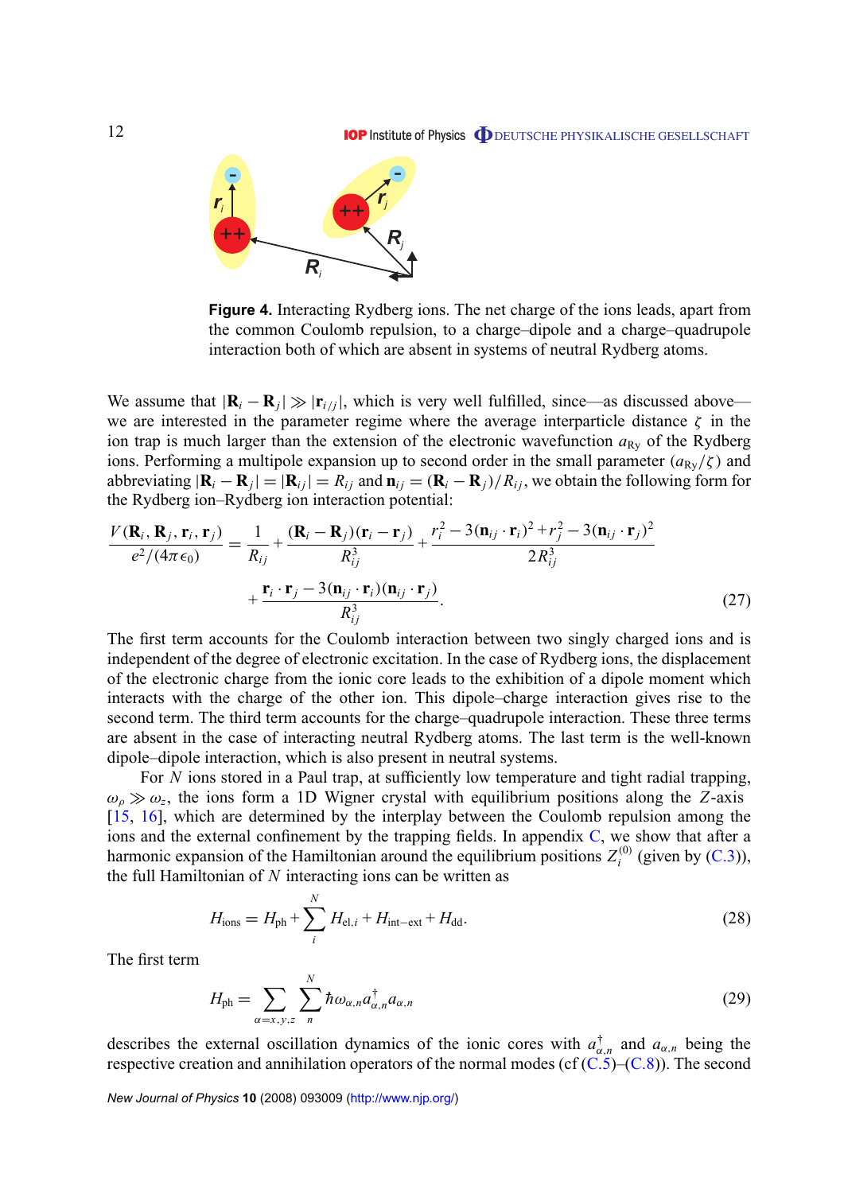**Figure 4.** Interacting Rydberg ions. The net charge of the ions leads, apart from the common Coulomb repulsion, to a charge–dipole and a charge–quadrupole interaction both of which are absent in systems of neutral Rydberg atoms.

We assume that $|\mathbf{R}_i - \mathbf{R}_j| \gg |\mathbf{r}_{i/j}|$, which is very well fulfilled, since—as discussed above—we are interested in the parameter regime where the average interparticle distance $\zeta$ in the ion trap is much larger than the extension of the electronic wavefunction $a_{\mathrm{Ry}}$ of the Rydberg ions. Performing a multipole expansion up to second order in the small parameter $(a_{\mathrm{Ry}}/\zeta)$ and abbreviating $|\mathbf{R}_i - \mathbf{R}_j| = |\mathbf{R}_{ij}| = R_{ij}$ and $\mathbf{n}_{ij} = (\mathbf{R}_i - \mathbf{R}_j)/R_{ij}$, we obtain the following form for the Rydberg ion–Rydberg ion interaction potential:

$$\frac{V(\mathbf{R}_i, \mathbf{R}_j, \mathbf{r}_i, \mathbf{r}_j)}{e^2/(4\pi\epsilon_0)} = \frac{1}{R_{ij}} + \frac{(\mathbf{R}_i - \mathbf{R}_j)(\mathbf{r}_i - \mathbf{r}_j)}{R_{ij}^3} + \frac{r_i^2 - 3(\mathbf{n}_{ij}\cdot\mathbf{r}_i)^2 + r_j^2 - 3(\mathbf{n}_{ij}\cdot\mathbf{r}_j)^2}{2R_{ij}^3} + \frac{\mathbf{r}_i\cdot\mathbf{r}_j - 3(\mathbf{n}_{ij}\cdot\mathbf{r}_i)(\mathbf{n}_{ij}\cdot\mathbf{r}_j)}{R_{ij}^3}. \tag{27}$$

The first term accounts for the Coulomb interaction between two singly charged ions and is independent of the degree of electronic excitation. In the case of Rydberg ions, the displacement of the electronic charge from the ionic core leads to the exhibition of a dipole moment which interacts with the charge of the other ion. This dipole–charge interaction gives rise to the second term. The third term accounts for the charge–quadrupole interaction. These three terms are absent in the case of interacting neutral Rydberg atoms. The last term is the well-known dipole–dipole interaction, which is also present in neutral systems.

For $N$ ions stored in a Paul trap, at sufficiently low temperature and tight radial trapping, $\omega_\rho \gg \omega_z$, the ions form a 1D Wigner crystal with equilibrium positions along the $Z$-axis [15, 16], which are determined by the interplay between the Coulomb repulsion among the ions and the external confinement by the trapping fields. In appendix C, we show that after a harmonic expansion of the Hamiltonian around the equilibrium positions $Z_i^{(0)}$ (given by (C.3)), the full Hamiltonian of $N$ interacting ions can be written as

$$H_{\mathrm{ions}} = H_{\mathrm{ph}} + \sum_i^N H_{\mathrm{el},i} + H_{\mathrm{int-ext}} + H_{\mathrm{dd}}. \tag{28}$$

The first term

$$H_{\mathrm{ph}} = \sum_{\alpha=x,y,z} \sum_n^N \hbar\omega_{\alpha,n} a_{\alpha,n}^\dagger a_{\alpha,n} \tag{29}$$

describes the external oscillation dynamics of the ionic cores with $a_{\alpha,n}^\dagger$ and $a_{\alpha,n}$ being the respective creation and annihilation operators of the normal modes (cf (C.5)–(C.8)). The second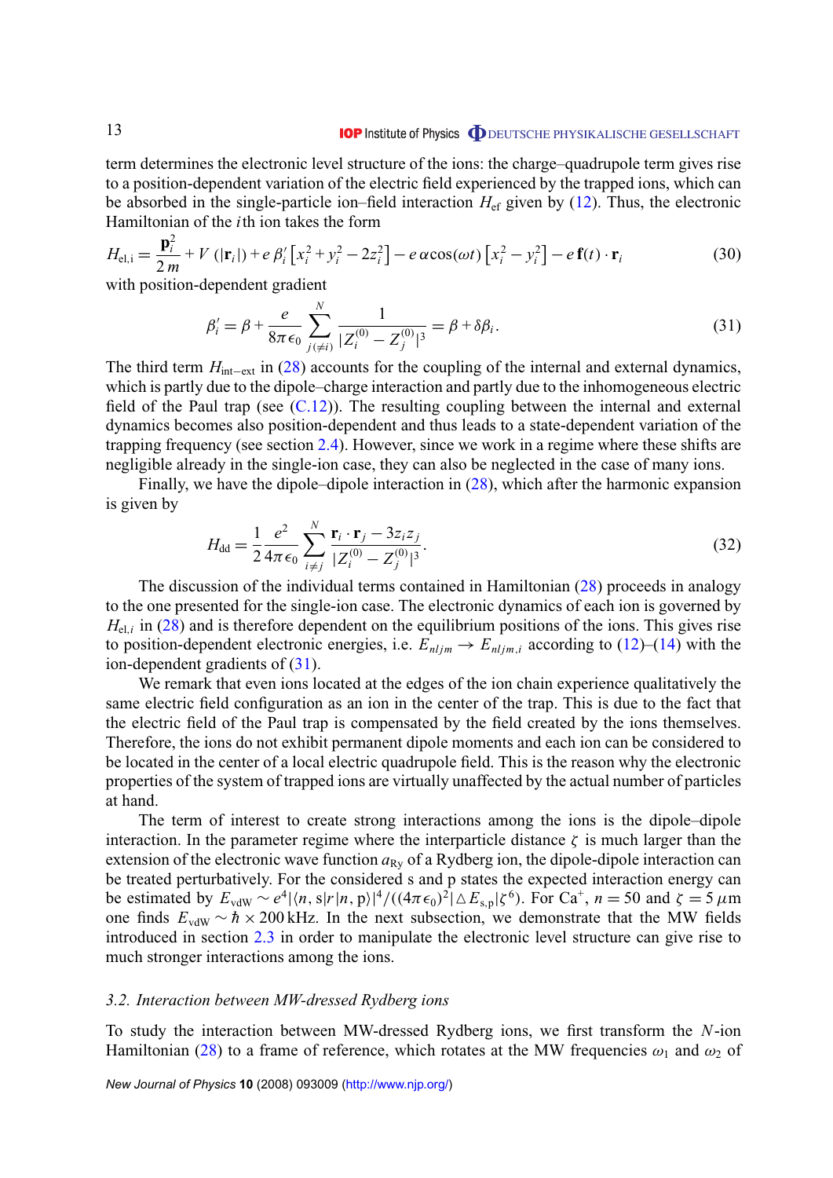term determines the electronic level structure of the ions: the charge–quadrupole term gives rise to a position-dependent variation of the electric field experienced by the trapped ions, which can be absorbed in the single-particle ion–field interaction $H_{\rm ef}$ given by (12). Thus, the electronic Hamiltonian of the $i$th ion takes the form

$$H_{\rm el,i} = \frac{\mathbf{p}_i^2}{2\,m} + V\left(|\mathbf{r}_i|\right) + e\,\beta_i'\left[x_i^2 + y_i^2 - 2z_i^2\right] - e\,\alpha\cos(\omega t)\left[x_i^2 - y_i^2\right] - e\,\mathbf{f}(t)\cdot\mathbf{r}_i \tag{30}$$

with position-dependent gradient

$$\beta_i' = \beta + \frac{e}{8\pi\epsilon_0}\sum_{j(\neq i)}^{N}\frac{1}{|Z_i^{(0)} - Z_j^{(0)}|^3} = \beta + \delta\beta_i. \tag{31}$$

The third term $H_{\rm int-ext}$ in (28) accounts for the coupling of the internal and external dynamics, which is partly due to the dipole–charge interaction and partly due to the inhomogeneous electric field of the Paul trap (see (C.12)). The resulting coupling between the internal and external dynamics becomes also position-dependent and thus leads to a state-dependent variation of the trapping frequency (see section 2.4). However, since we work in a regime where these shifts are negligible already in the single-ion case, they can also be neglected in the case of many ions.

Finally, we have the dipole–dipole interaction in (28), which after the harmonic expansion is given by

$$H_{\rm dd} = \frac{1}{2}\frac{e^2}{4\pi\epsilon_0}\sum_{i\neq j}^{N}\frac{\mathbf{r}_i\cdot\mathbf{r}_j - 3z_i z_j}{|Z_i^{(0)} - Z_j^{(0)}|^3}. \tag{32}$$

The discussion of the individual terms contained in Hamiltonian (28) proceeds in analogy to the one presented for the single-ion case. The electronic dynamics of each ion is governed by $H_{{\rm el},i}$ in (28) and is therefore dependent on the equilibrium positions of the ions. This gives rise to position-dependent electronic energies, i.e. $E_{nljm} \rightarrow E_{nljm,i}$ according to (12)–(14) with the ion-dependent gradients of (31).

We remark that even ions located at the edges of the ion chain experience qualitatively the same electric field configuration as an ion in the center of the trap. This is due to the fact that the electric field of the Paul trap is compensated by the field created by the ions themselves. Therefore, the ions do not exhibit permanent dipole moments and each ion can be considered to be located in the center of a local electric quadrupole field. This is the reason why the electronic properties of the system of trapped ions are virtually unaffected by the actual number of particles at hand.

The term of interest to create strong interactions among the ions is the dipole–dipole interaction. In the parameter regime where the interparticle distance $\zeta$ is much larger than the extension of the electronic wave function $a_{\rm Ry}$ of a Rydberg ion, the dipole-dipole interaction can be treated perturbatively. For the considered s and p states the expected interaction energy can be estimated by $E_{\rm vdW} \sim e^4|\langle n,{\rm s}|r|n,{\rm p}\rangle|^4/((4\pi\epsilon_0)^2|\triangle E_{\rm s,p}|\zeta^6)$. For $\mathrm{Ca}^+$, $n=50$ and $\zeta = 5\,\mu$m one finds $E_{\rm vdW} \sim \hbar \times 200\,$kHz. In the next subsection, we demonstrate that the MW fields introduced in section 2.3 in order to manipulate the electronic level structure can give rise to much stronger interactions among the ions.

### 3.2. Interaction between MW-dressed Rydberg ions

To study the interaction between MW-dressed Rydberg ions, we first transform the $N$-ion Hamiltonian (28) to a frame of reference, which rotates at the MW frequencies $\omega_1$ and $\omega_2$ of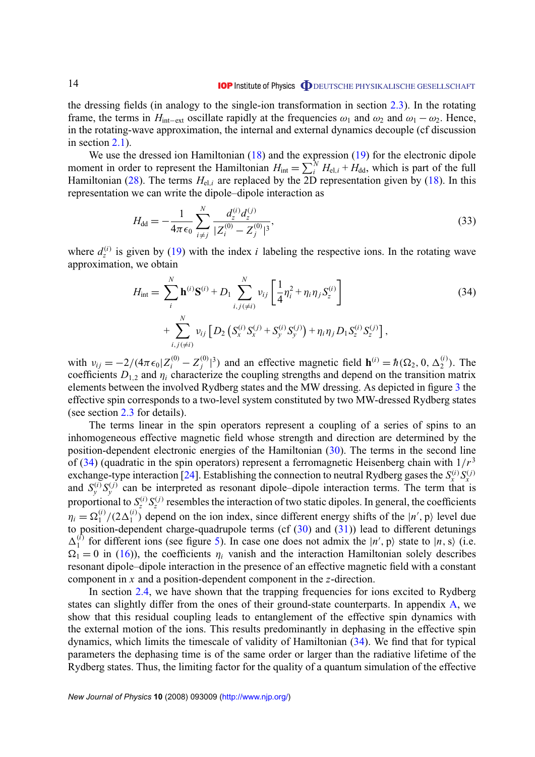the dressing fields (in analogy to the single-ion transformation in section 2.3). In the rotating frame, the terms in $H_{\text{int-ext}}$ oscillate rapidly at the frequencies $\omega_1$ and $\omega_2$ and $\omega_1 - \omega_2$. Hence, in the rotating-wave approximation, the internal and external dynamics decouple (cf discussion in section 2.1).

We use the dressed ion Hamiltonian (18) and the expression (19) for the electronic dipole moment in order to represent the Hamiltonian $H_{\text{int}} = \sum_i^N H_{\text{el},i} + H_{\text{dd}}$, which is part of the full Hamiltonian (28). The terms $H_{\text{el},i}$ are replaced by the 2D representation given by (18). In this representation we can write the dipole–dipole interaction as

$$H_{\text{dd}} = -\frac{1}{4\pi\epsilon_0} \sum_{i \neq j}^{N} \frac{d_z^{(i)} d_z^{(j)}}{|Z_i^{(0)} - Z_j^{(0)}|^3}, \tag{33}$$

where $d_z^{(i)}$ is given by (19) with the index $i$ labeling the respective ions. In the rotating wave approximation, we obtain

$$H_{\text{int}} = \sum_{i}^{N} \mathbf{h}^{(i)} \mathbf{S}^{(i)} + D_1 \sum_{i,j(\neq i)}^{N} \nu_{ij} \left[ \frac{1}{4} \eta_i^2 + \eta_i \eta_j S_z^{(i)} \right]$$
$$+ \sum_{i,j(\neq i)}^{N} \nu_{ij} \left[ D_2 \left( S_x^{(i)} S_x^{(j)} + S_y^{(i)} S_y^{(j)} \right) + \eta_i \eta_j D_1 S_z^{(i)} S_z^{(j)} \right], \tag{34}$$

with $\nu_{ij} = -2/(4\pi\epsilon_0 |Z_i^{(0)} - Z_j^{(0)}|^3)$ and an effective magnetic field $\mathbf{h}^{(i)} = \hbar(\Omega_2, 0, \Delta_2^{(i)})$. The coefficients $D_{1,2}$ and $\eta_i$ characterize the coupling strengths and depend on the transition matrix elements between the involved Rydberg states and the MW dressing. As depicted in figure 3 the effective spin corresponds to a two-level system constituted by two MW-dressed Rydberg states (see section 2.3 for details).

The terms linear in the spin operators represent a coupling of a series of spins to an inhomogeneous effective magnetic field whose strength and direction are determined by the position-dependent electronic energies of the Hamiltonian (30). The terms in the second line of (34) (quadratic in the spin operators) represent a ferromagnetic Heisenberg chain with $1/r^3$ exchange-type interaction [24]. Establishing the connection to neutral Rydberg gases the $S_x^{(i)} S_x^{(j)}$ and $S_y^{(i)} S_y^{(j)}$ can be interpreted as resonant dipole–dipole interaction terms. The term that is proportional to $S_z^{(i)} S_z^{(j)}$ resembles the interaction of two static dipoles. In general, the coefficients $\eta_i = \Omega_1^{(i)}/(2\Delta_1^{(i)})$ depend on the ion index, since different energy shifts of the $|n', \text{p}\rangle$ level due to position-dependent charge-quadrupole terms (cf (30) and (31)) lead to different detunings $\Delta_1^{(i)}$ for different ions (see figure 5). In case one does not admix the $|n', \text{p}\rangle$ state to $|n, \text{s}\rangle$ (i.e. $\Omega_1 = 0$ in (16)), the coefficients $\eta_i$ vanish and the interaction Hamiltonian solely describes resonant dipole–dipole interaction in the presence of an effective magnetic field with a constant component in $x$ and a position-dependent component in the $z$-direction.

In section 2.4, we have shown that the trapping frequencies for ions excited to Rydberg states can slightly differ from the ones of their ground-state counterparts. In appendix A, we show that this residual coupling leads to entanglement of the effective spin dynamics with the external motion of the ions. This results predominantly in dephasing in the effective spin dynamics, which limits the timescale of validity of Hamiltonian (34). We find that for typical parameters the dephasing time is of the same order or larger than the radiative lifetime of the Rydberg states. Thus, the limiting factor for the quality of a quantum simulation of the effective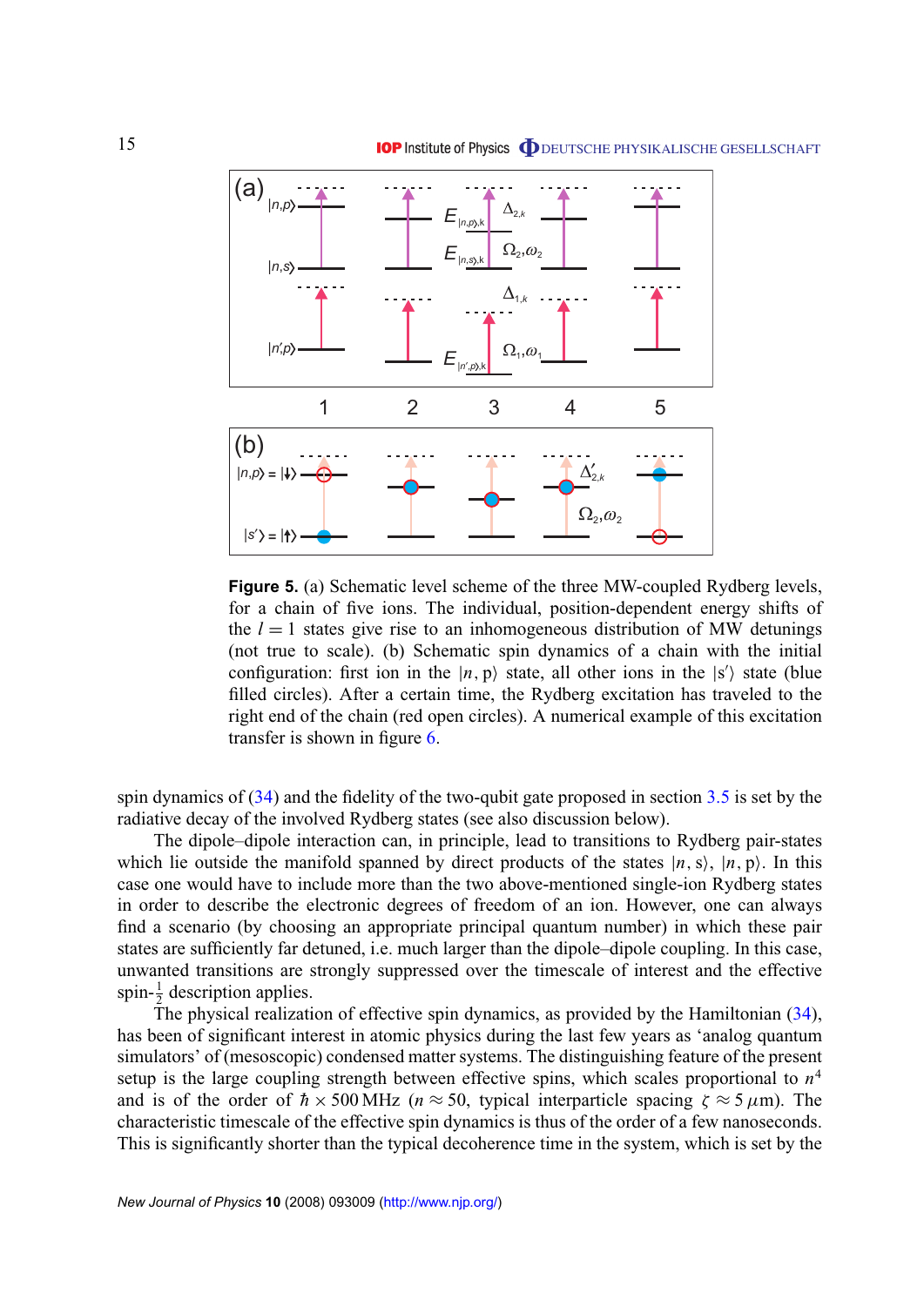**Figure 5.** (a) Schematic level scheme of the three MW-coupled Rydberg levels, for a chain of five ions. The individual, position-dependent energy shifts of the $l = 1$ states give rise to an inhomogeneous distribution of MW detunings (not true to scale). (b) Schematic spin dynamics of a chain with the initial configuration: first ion in the $|n, \mathrm{p}\rangle$ state, all other ions in the $|\mathrm{s}'\rangle$ state (blue filled circles). After a certain time, the Rydberg excitation has traveled to the right end of the chain (red open circles). A numerical example of this excitation transfer is shown in figure 6.

spin dynamics of (34) and the fidelity of the two-qubit gate proposed in section 3.5 is set by the radiative decay of the involved Rydberg states (see also discussion below).

The dipole–dipole interaction can, in principle, lead to transitions to Rydberg pair-states which lie outside the manifold spanned by direct products of the states $|n, \mathrm{s}\rangle$, $|n, \mathrm{p}\rangle$. In this case one would have to include more than the two above-mentioned single-ion Rydberg states in order to describe the electronic degrees of freedom of an ion. However, one can always find a scenario (by choosing an appropriate principal quantum number) in which these pair states are sufficiently far detuned, i.e. much larger than the dipole–dipole coupling. In this case, unwanted transitions are strongly suppressed over the timescale of interest and the effective spin-$\frac{1}{2}$ description applies.

The physical realization of effective spin dynamics, as provided by the Hamiltonian (34), has been of significant interest in atomic physics during the last few years as 'analog quantum simulators' of (mesoscopic) condensed matter systems. The distinguishing feature of the present setup is the large coupling strength between effective spins, which scales proportional to $n^4$ and is of the order of $\hbar \times 500\,\mathrm{MHz}$ ($n \approx 50$, typical interparticle spacing $\zeta \approx 5\,\mu\mathrm{m}$). The characteristic timescale of the effective spin dynamics is thus of the order of a few nanoseconds. This is significantly shorter than the typical decoherence time in the system, which is set by the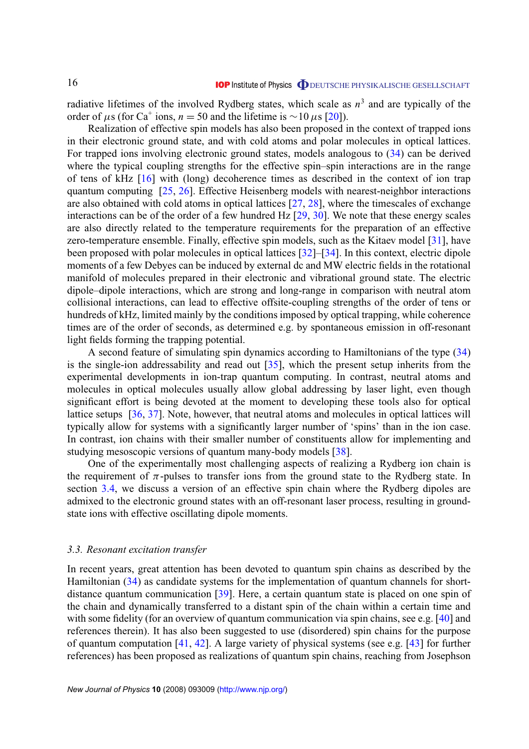radiative lifetimes of the involved Rydberg states, which scale as $n^3$ and are typically of the order of $\mu$s (for $Ca^+$ ions, $n = 50$ and the lifetime is $\sim 10\,\mu$s [20]).

Realization of effective spin models has also been proposed in the context of trapped ions in their electronic ground state, and with cold atoms and polar molecules in optical lattices. For trapped ions involving electronic ground states, models analogous to (34) can be derived where the typical coupling strengths for the effective spin–spin interactions are in the range of tens of kHz [16] with (long) decoherence times as described in the context of ion trap quantum computing [25, 26]. Effective Heisenberg models with nearest-neighbor interactions are also obtained with cold atoms in optical lattices [27, 28], where the timescales of exchange interactions can be of the order of a few hundred Hz [29, 30]. We note that these energy scales are also directly related to the temperature requirements for the preparation of an effective zero-temperature ensemble. Finally, effective spin models, such as the Kitaev model [31], have been proposed with polar molecules in optical lattices [32]–[34]. In this context, electric dipole moments of a few Debyes can be induced by external dc and MW electric fields in the rotational manifold of molecules prepared in their electronic and vibrational ground state. The electric dipole–dipole interactions, which are strong and long-range in comparison with neutral atom collisional interactions, can lead to effective offsite-coupling strengths of the order of tens or hundreds of kHz, limited mainly by the conditions imposed by optical trapping, while coherence times are of the order of seconds, as determined e.g. by spontaneous emission in off-resonant light fields forming the trapping potential.

A second feature of simulating spin dynamics according to Hamiltonians of the type (34) is the single-ion addressability and read out [35], which the present setup inherits from the experimental developments in ion-trap quantum computing. In contrast, neutral atoms and molecules in optical molecules usually allow global addressing by laser light, even though significant effort is being devoted at the moment to developing these tools also for optical lattice setups [36, 37]. Note, however, that neutral atoms and molecules in optical lattices will typically allow for systems with a significantly larger number of 'spins' than in the ion case. In contrast, ion chains with their smaller number of constituents allow for implementing and studying mesoscopic versions of quantum many-body models [38].

One of the experimentally most challenging aspects of realizing a Rydberg ion chain is the requirement of $\pi$-pulses to transfer ions from the ground state to the Rydberg state. In section 3.4, we discuss a version of an effective spin chain where the Rydberg dipoles are admixed to the electronic ground states with an off-resonant laser process, resulting in ground-state ions with effective oscillating dipole moments.

### *3.3. Resonant excitation transfer*

In recent years, great attention has been devoted to quantum spin chains as described by the Hamiltonian (34) as candidate systems for the implementation of quantum channels for short-distance quantum communication [39]. Here, a certain quantum state is placed on one spin of the chain and dynamically transferred to a distant spin of the chain within a certain time and with some fidelity (for an overview of quantum communication via spin chains, see e.g. [40] and references therein). It has also been suggested to use (disordered) spin chains for the purpose of quantum computation [41, 42]. A large variety of physical systems (see e.g. [43] for further references) has been proposed as realizations of quantum spin chains, reaching from Josephson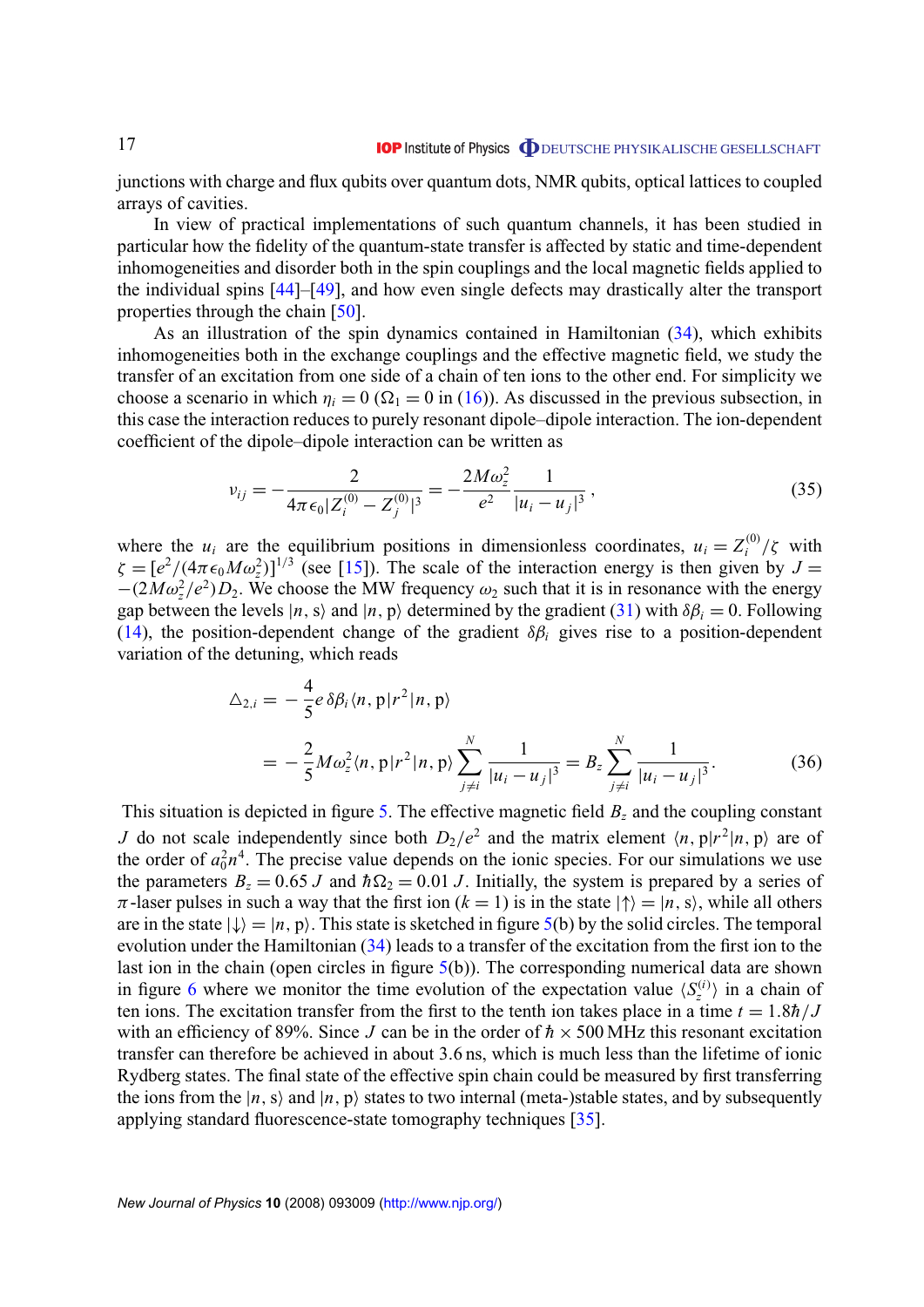junctions with charge and flux qubits over quantum dots, NMR qubits, optical lattices to coupled arrays of cavities.

In view of practical implementations of such quantum channels, it has been studied in particular how the fidelity of the quantum-state transfer is affected by static and time-dependent inhomogeneities and disorder both in the spin couplings and the local magnetic fields applied to the individual spins [44]–[49], and how even single defects may drastically alter the transport properties through the chain [50].

As an illustration of the spin dynamics contained in Hamiltonian (34), which exhibits inhomogeneities both in the exchange couplings and the effective magnetic field, we study the transfer of an excitation from one side of a chain of ten ions to the other end. For simplicity we choose a scenario in which $\eta_i = 0$ ($\Omega_1 = 0$ in (16)). As discussed in the previous subsection, in this case the interaction reduces to purely resonant dipole–dipole interaction. The ion-dependent coefficient of the dipole–dipole interaction can be written as

$$v_{ij} = -\frac{2}{4\pi\epsilon_0 |Z_i^{(0)} - Z_j^{(0)}|^3} = -\frac{2M\omega_z^2}{e^2}\frac{1}{|u_i - u_j|^3}, \tag{35}$$

where the $u_i$ are the equilibrium positions in dimensionless coordinates, $u_i = Z_i^{(0)}/\zeta$ with $\zeta = [e^2/(4\pi\epsilon_0 M\omega_z^2)]^{1/3}$ (see [15]). The scale of the interaction energy is then given by $J = -(2M\omega_z^2/e^2)D_2$. We choose the MW frequency $\omega_2$ such that it is in resonance with the energy gap between the levels $|n, \mathrm{s}\rangle$ and $|n, \mathrm{p}\rangle$ determined by the gradient (31) with $\delta\beta_i = 0$. Following (14), the position-dependent change of the gradient $\delta\beta_i$ gives rise to a position-dependent variation of the detuning, which reads

$$\begin{aligned}\triangle_{2,i} &= -\frac{4}{5}e\,\delta\beta_i \langle n, \mathrm{p}|r^2|n, \mathrm{p}\rangle \\ &= -\frac{2}{5}M\omega_z^2\langle n, \mathrm{p}|r^2|n, \mathrm{p}\rangle \sum_{j\neq i}^{N}\frac{1}{|u_i - u_j|^3} = B_z\sum_{j\neq i}^{N}\frac{1}{|u_i - u_j|^3}.\end{aligned} \tag{36}$$

This situation is depicted in figure 5. The effective magnetic field $B_z$ and the coupling constant $J$ do not scale independently since both $D_2/e^2$ and the matrix element $\langle n, \mathrm{p}|r^2|n, \mathrm{p}\rangle$ are of the order of $a_0^2 n^4$. The precise value depends on the ionic species. For our simulations we use the parameters $B_z = 0.65\,J$ and $\hbar\Omega_2 = 0.01\,J$. Initially, the system is prepared by a series of $\pi$-laser pulses in such a way that the first ion ($k = 1$) is in the state $|\uparrow\rangle = |n, \mathrm{s}\rangle$, while all others are in the state $|\downarrow\rangle = |n, \mathrm{p}\rangle$. This state is sketched in figure 5(b) by the solid circles. The temporal evolution under the Hamiltonian (34) leads to a transfer of the excitation from the first ion to the last ion in the chain (open circles in figure 5(b)). The corresponding numerical data are shown in figure 6 where we monitor the time evolution of the expectation value $\langle S_z^{(i)}\rangle$ in a chain of ten ions. The excitation transfer from the first to the tenth ion takes place in a time $t = 1.8\hbar/J$ with an efficiency of 89%. Since $J$ can be in the order of $\hbar \times 500$ MHz this resonant excitation transfer can therefore be achieved in about 3.6 ns, which is much less than the lifetime of ionic Rydberg states. The final state of the effective spin chain could be measured by first transferring the ions from the $|n, \mathrm{s}\rangle$ and $|n, \mathrm{p}\rangle$ states to two internal (meta-)stable states, and by subsequently applying standard fluorescence-state tomography techniques [35].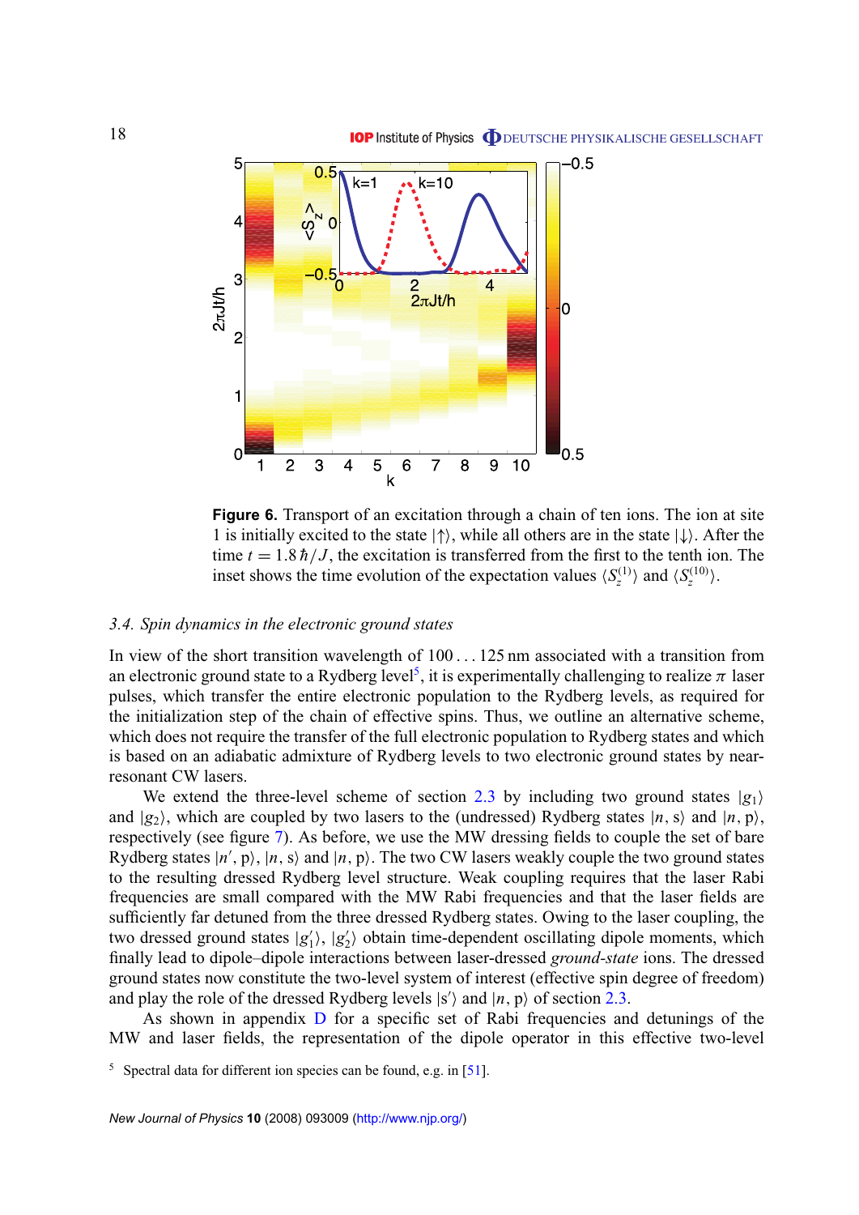**Figure 6.** Transport of an excitation through a chain of ten ions. The ion at site 1 is initially excited to the state $|\uparrow\rangle$, while all others are in the state $|\downarrow\rangle$. After the time $t = 1.8\,\hbar/J$, the excitation is transferred from the first to the tenth ion. The inset shows the time evolution of the expectation values $\langle S_z^{(1)}\rangle$ and $\langle S_z^{(10)}\rangle$.

### 3.4. Spin dynamics in the electronic ground states

In view of the short transition wavelength of 100 . . . 125 nm associated with a transition from an electronic ground state to a Rydberg level[5], it is experimentally challenging to realize $\pi$ laser pulses, which transfer the entire electronic population to the Rydberg levels, as required for the initialization step of the chain of effective spins. Thus, we outline an alternative scheme, which does not require the transfer of the full electronic population to Rydberg states and which is based on an adiabatic admixture of Rydberg levels to two electronic ground states by near-resonant CW lasers.

We extend the three-level scheme of section 2.3 by including two ground states $|g_1\rangle$ and $|g_2\rangle$, which are coupled by two lasers to the (undressed) Rydberg states $|n, \mathrm{s}\rangle$ and $|n, \mathrm{p}\rangle$, respectively (see figure 7). As before, we use the MW dressing fields to couple the set of bare Rydberg states $|n', \mathrm{p}\rangle$, $|n, \mathrm{s}\rangle$ and $|n, \mathrm{p}\rangle$. The two CW lasers weakly couple the two ground states to the resulting dressed Rydberg level structure. Weak coupling requires that the laser Rabi frequencies are small compared with the MW Rabi frequencies and that the laser fields are sufficiently far detuned from the three dressed Rydberg states. Owing to the laser coupling, the two dressed ground states $|g_1'\rangle$, $|g_2'\rangle$ obtain time-dependent oscillating dipole moments, which finally lead to dipole–dipole interactions between laser-dressed *ground-state* ions. The dressed ground states now constitute the two-level system of interest (effective spin degree of freedom) and play the role of the dressed Rydberg levels $|\mathrm{s}'\rangle$ and $|n, \mathrm{p}\rangle$ of section 2.3.

As shown in appendix D for a specific set of Rabi frequencies and detunings of the MW and laser fields, the representation of the dipole operator in this effective two-level

[5] Spectral data for different ion species can be found, e.g. in [51].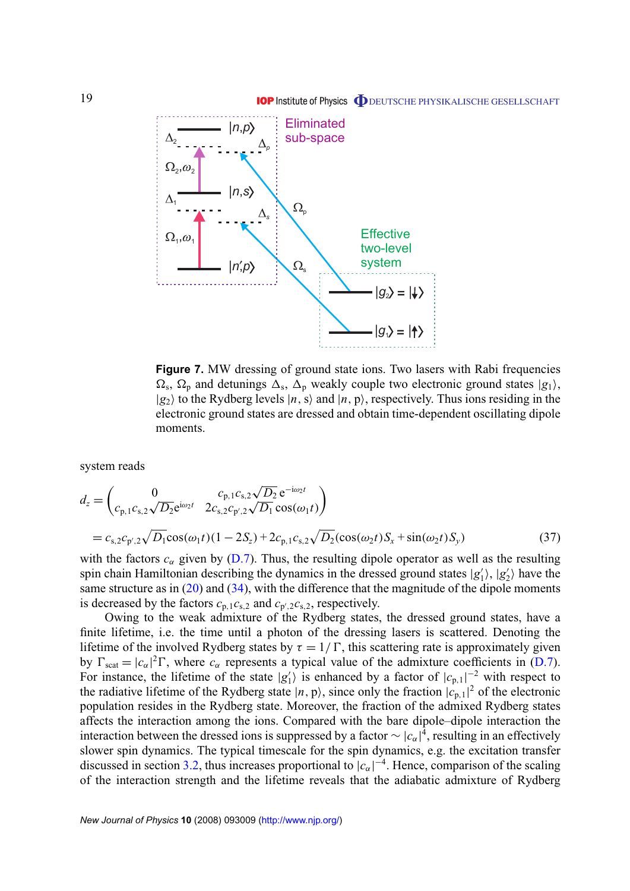**Figure 7.** MW dressing of ground state ions. Two lasers with Rabi frequencies $\Omega_s$, $\Omega_p$ and detunings $\Delta_s$, $\Delta_p$ weakly couple two electronic ground states $|g_1\rangle$, $|g_2\rangle$ to the Rydberg levels $|n, s\rangle$ and $|n, p\rangle$, respectively. Thus ions residing in the electronic ground states are dressed and obtain time-dependent oscillating dipole moments.

system reads

$$
\begin{aligned}
d_z &= \begin{pmatrix} 0 & c_{p,1}c_{s,2}\sqrt{D_2}\,e^{-i\omega_2 t} \\ c_{p,1}c_{s,2}\sqrt{D_2}e^{i\omega_2 t} & 2c_{s,2}c_{p',2}\sqrt{D_1}\cos(\omega_1 t) \end{pmatrix} \\
&= c_{s,2}c_{p',2}\sqrt{D_1}\cos(\omega_1 t)(1-2S_z) + 2c_{p,1}c_{s,2}\sqrt{D_2}(\cos(\omega_2 t)S_x + \sin(\omega_2 t)S_y)
\end{aligned}
\tag{37}
$$

with the factors $c_\alpha$ given by (D.7). Thus, the resulting dipole operator as well as the resulting spin chain Hamiltonian describing the dynamics in the dressed ground states $|g_1'\rangle$, $|g_2'\rangle$ have the same structure as in (20) and (34), with the difference that the magnitude of the dipole moments is decreased by the factors $c_{p,1}c_{s,2}$ and $c_{p',2}c_{s,2}$, respectively.

Owing to the weak admixture of the Rydberg states, the dressed ground states, have a finite lifetime, i.e. the time until a photon of the dressing lasers is scattered. Denoting the lifetime of the involved Rydberg states by $\tau = 1/\Gamma$, this scattering rate is approximately given by $\Gamma_{\text{scat}} = |c_\alpha|^2\Gamma$, where $c_\alpha$ represents a typical value of the admixture coefficients in (D.7). For instance, the lifetime of the state $|g_1'\rangle$ is enhanced by a factor of $|c_{p,1}|^{-2}$ with respect to the radiative lifetime of the Rydberg state $|n, p\rangle$, since only the fraction $|c_{p,1}|^2$ of the electronic population resides in the Rydberg state. Moreover, the fraction of the admixed Rydberg states affects the interaction among the ions. Compared with the bare dipole–dipole interaction the interaction between the dressed ions is suppressed by a factor $\sim |c_\alpha|^4$, resulting in an effectively slower spin dynamics. The typical timescale for the spin dynamics, e.g. the excitation transfer discussed in section 3.2, thus increases proportional to $|c_\alpha|^{-4}$. Hence, comparison of the scaling of the interaction strength and the lifetime reveals that the adiabatic admixture of Rydberg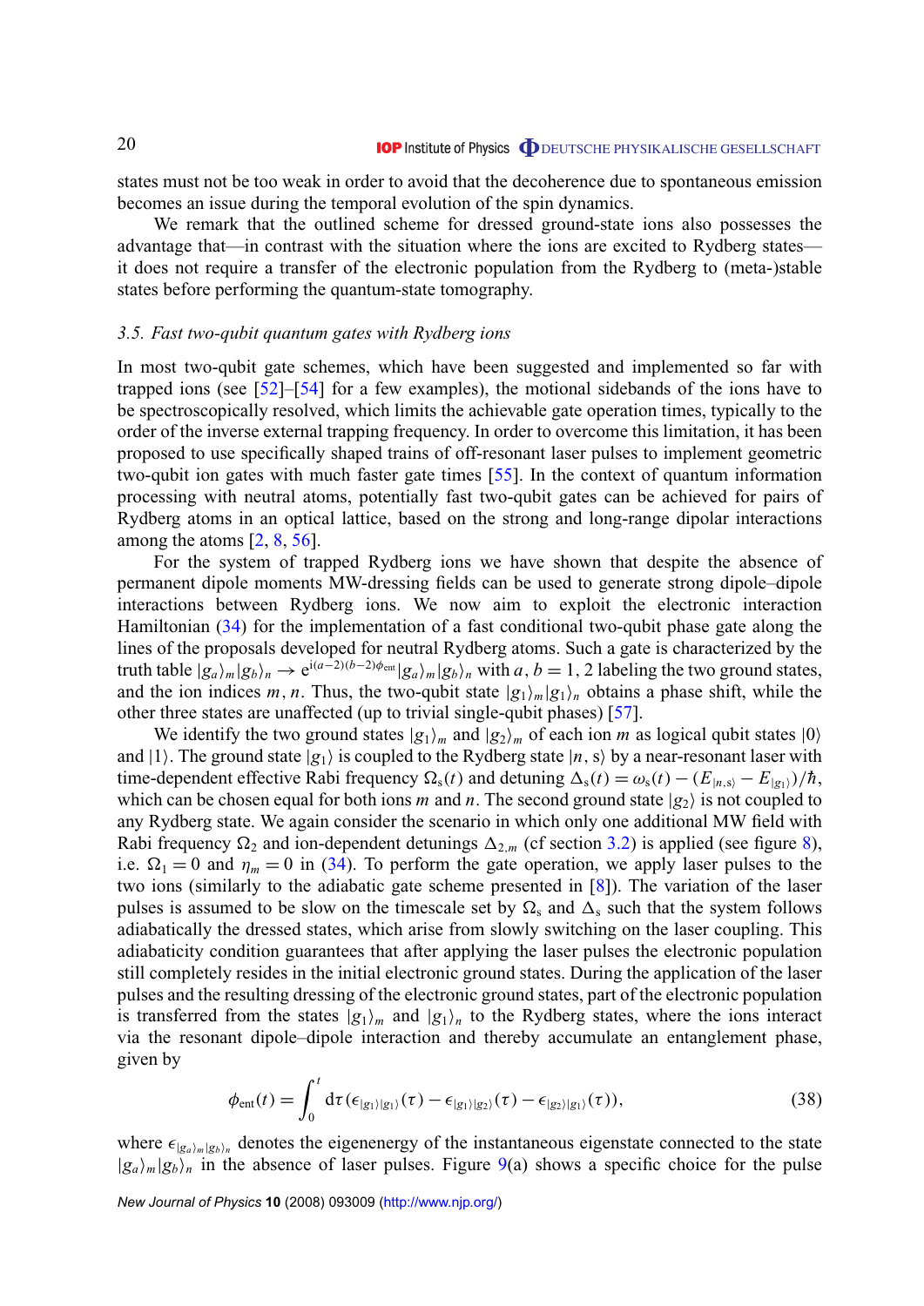states must not be too weak in order to avoid that the decoherence due to spontaneous emission becomes an issue during the temporal evolution of the spin dynamics.

We remark that the outlined scheme for dressed ground-state ions also possesses the advantage that—in contrast with the situation where the ions are excited to Rydberg states—it does not require a transfer of the electronic population from the Rydberg to (meta-)stable states before performing the quantum-state tomography.

### *3.5. Fast two-qubit quantum gates with Rydberg ions*

In most two-qubit gate schemes, which have been suggested and implemented so far with trapped ions (see [52]–[54] for a few examples), the motional sidebands of the ions have to be spectroscopically resolved, which limits the achievable gate operation times, typically to the order of the inverse external trapping frequency. In order to overcome this limitation, it has been proposed to use specifically shaped trains of off-resonant laser pulses to implement geometric two-qubit ion gates with much faster gate times [55]. In the context of quantum information processing with neutral atoms, potentially fast two-qubit gates can be achieved for pairs of Rydberg atoms in an optical lattice, based on the strong and long-range dipolar interactions among the atoms [2, 8, 56].

For the system of trapped Rydberg ions we have shown that despite the absence of permanent dipole moments MW-dressing fields can be used to generate strong dipole–dipole interactions between Rydberg ions. We now aim to exploit the electronic interaction Hamiltonian (34) for the implementation of a fast conditional two-qubit phase gate along the lines of the proposals developed for neutral Rydberg atoms. Such a gate is characterized by the truth table $|g_a\rangle_m|g_b\rangle_n \to \mathrm{e}^{\mathrm{i}(a-2)(b-2)\phi_{\mathrm{ent}}}|g_a\rangle_m|g_b\rangle_n$ with $a, b = 1, 2$ labeling the two ground states, and the ion indices $m, n$. Thus, the two-qubit state $|g_1\rangle_m|g_1\rangle_n$ obtains a phase shift, while the other three states are unaffected (up to trivial single-qubit phases) [57].

We identify the two ground states $|g_1\rangle_m$ and $|g_2\rangle_m$ of each ion $m$ as logical qubit states $|0\rangle$ and $|1\rangle$. The ground state $|g_1\rangle$ is coupled to the Rydberg state $|n, s\rangle$ by a near-resonant laser with time-dependent effective Rabi frequency $\Omega_s(t)$ and detuning $\Delta_s(t) = \omega_s(t) - (E_{|n,s\rangle} - E_{|g_1\rangle})/\hbar$, which can be chosen equal for both ions $m$ and $n$. The second ground state $|g_2\rangle$ is not coupled to any Rydberg state. We again consider the scenario in which only one additional MW field with Rabi frequency $\Omega_2$ and ion-dependent detunings $\Delta_{2,m}$ (cf section 3.2) is applied (see figure 8), i.e. $\Omega_1 = 0$ and $\eta_m = 0$ in (34). To perform the gate operation, we apply laser pulses to the two ions (similarly to the adiabatic gate scheme presented in [8]). The variation of the laser pulses is assumed to be slow on the timescale set by $\Omega_s$ and $\Delta_s$ such that the system follows adiabatically the dressed states, which arise from slowly switching on the laser coupling. This adiabaticity condition guarantees that after applying the laser pulses the electronic population still completely resides in the initial electronic ground states. During the application of the laser pulses and the resulting dressing of the electronic ground states, part of the electronic population is transferred from the states $|g_1\rangle_m$ and $|g_1\rangle_n$ to the Rydberg states, where the ions interact via the resonant dipole–dipole interaction and thereby accumulate an entanglement phase, given by

$$\phi_{\mathrm{ent}}(t) = \int_0^t \mathrm{d}\tau \, (\epsilon_{|g_1\rangle|g_1\rangle}(\tau) - \epsilon_{|g_1\rangle|g_2\rangle}(\tau) - \epsilon_{|g_2\rangle|g_1\rangle}(\tau)), \tag{38}$$

where $\epsilon_{|g_a\rangle_m|g_b\rangle_n}$ denotes the eigenenergy of the instantaneous eigenstate connected to the state $|g_a\rangle_m|g_b\rangle_n$ in the absence of laser pulses. Figure 9(a) shows a specific choice for the pulse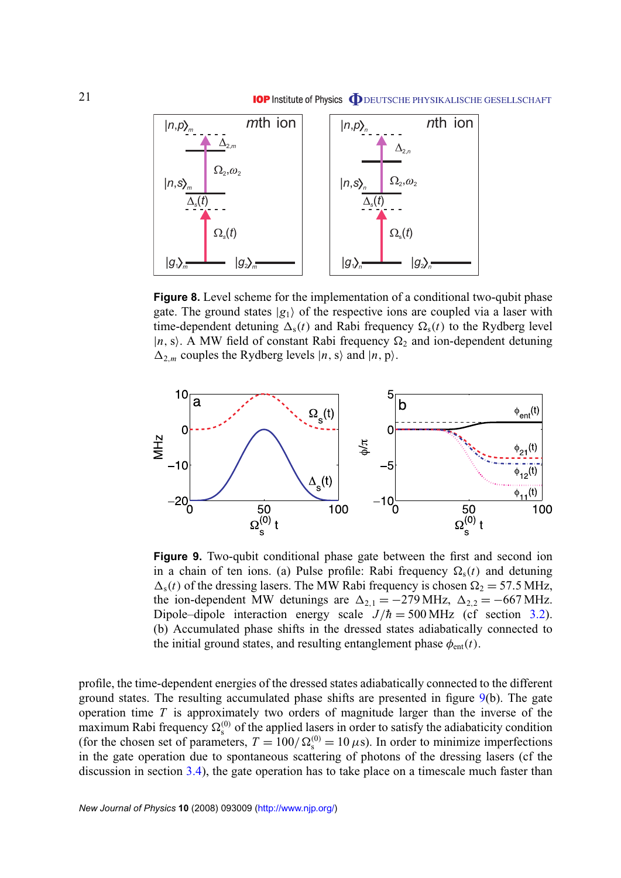**Figure 8.** Level scheme for the implementation of a conditional two-qubit phase gate. The ground states $|g_1\rangle$ of the respective ions are coupled via a laser with time-dependent detuning $\Delta_s(t)$ and Rabi frequency $\Omega_s(t)$ to the Rydberg level $|n, s\rangle$. A MW field of constant Rabi frequency $\Omega_2$ and ion-dependent detuning $\Delta_{2,m}$ couples the Rydberg levels $|n, s\rangle$ and $|n, p\rangle$.

**Figure 9.** Two-qubit conditional phase gate between the first and second ion in a chain of ten ions. (a) Pulse profile: Rabi frequency $\Omega_s(t)$ and detuning $\Delta_s(t)$ of the dressing lasers. The MW Rabi frequency is chosen $\Omega_2 = 57.5$ MHz, the ion-dependent MW detunings are $\Delta_{2,1} = -279$ MHz, $\Delta_{2,2} = -667$ MHz. Dipole–dipole interaction energy scale $J/\hbar = 500$ MHz (cf section 3.2). (b) Accumulated phase shifts in the dressed states adiabatically connected to the initial ground states, and resulting entanglement phase $\phi_{\text{ent}}(t)$.

profile, the time-dependent energies of the dressed states adiabatically connected to the different ground states. The resulting accumulated phase shifts are presented in figure 9(b). The gate operation time $T$ is approximately two orders of magnitude larger than the inverse of the maximum Rabi frequency $\Omega_s^{(0)}$ of the applied lasers in order to satisfy the adiabaticity condition (for the chosen set of parameters, $T = 100/\Omega_s^{(0)} = 10\,\mu$s). In order to minimize imperfections in the gate operation due to spontaneous scattering of photons of the dressing lasers (cf the discussion in section 3.4), the gate operation has to take place on a timescale much faster than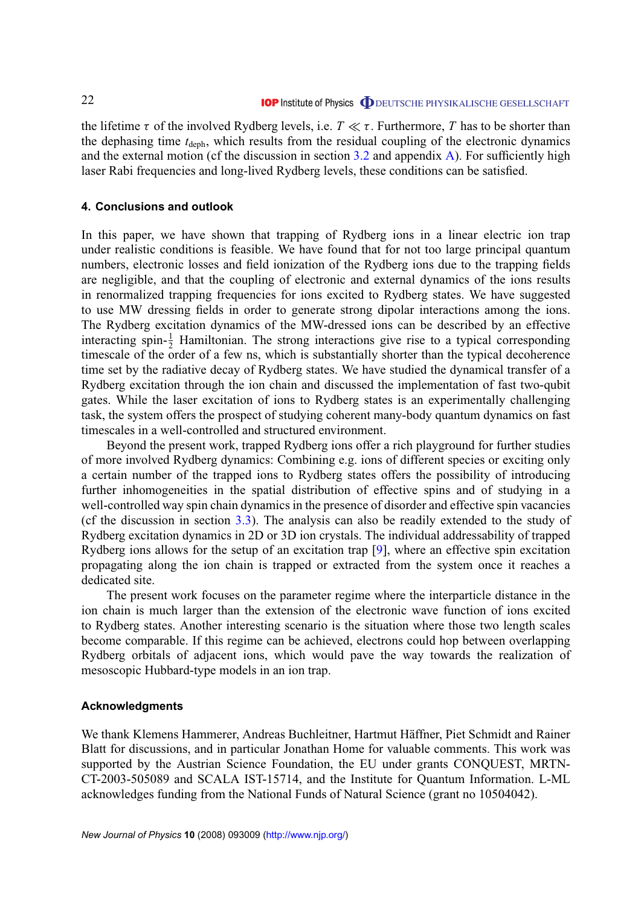the lifetime $\tau$ of the involved Rydberg levels, i.e. $T \ll \tau$. Furthermore, $T$ has to be shorter than the dephasing time $t_{\text{deph}}$, which results from the residual coupling of the electronic dynamics and the external motion (cf the discussion in section 3.2 and appendix A). For sufficiently high laser Rabi frequencies and long-lived Rydberg levels, these conditions can be satisfied.

## 4. Conclusions and outlook

In this paper, we have shown that trapping of Rydberg ions in a linear electric ion trap under realistic conditions is feasible. We have found that for not too large principal quantum numbers, electronic losses and field ionization of the Rydberg ions due to the trapping fields are negligible, and that the coupling of electronic and external dynamics of the ions results in renormalized trapping frequencies for ions excited to Rydberg states. We have suggested to use MW dressing fields in order to generate strong dipolar interactions among the ions. The Rydberg excitation dynamics of the MW-dressed ions can be described by an effective interacting spin-$\frac{1}{2}$ Hamiltonian. The strong interactions give rise to a typical corresponding timescale of the order of a few ns, which is substantially shorter than the typical decoherence time set by the radiative decay of Rydberg states. We have studied the dynamical transfer of a Rydberg excitation through the ion chain and discussed the implementation of fast two-qubit gates. While the laser excitation of ions to Rydberg states is an experimentally challenging task, the system offers the prospect of studying coherent many-body quantum dynamics on fast timescales in a well-controlled and structured environment.

Beyond the present work, trapped Rydberg ions offer a rich playground for further studies of more involved Rydberg dynamics: Combining e.g. ions of different species or exciting only a certain number of the trapped ions to Rydberg states offers the possibility of introducing further inhomogeneities in the spatial distribution of effective spins and of studying in a well-controlled way spin chain dynamics in the presence of disorder and effective spin vacancies (cf the discussion in section 3.3). The analysis can also be readily extended to the study of Rydberg excitation dynamics in 2D or 3D ion crystals. The individual addressability of trapped Rydberg ions allows for the setup of an excitation trap [9], where an effective spin excitation propagating along the ion chain is trapped or extracted from the system once it reaches a dedicated site.

The present work focuses on the parameter regime where the interparticle distance in the ion chain is much larger than the extension of the electronic wave function of ions excited to Rydberg states. Another interesting scenario is the situation where those two length scales become comparable. If this regime can be achieved, electrons could hop between overlapping Rydberg orbitals of adjacent ions, which would pave the way towards the realization of mesoscopic Hubbard-type models in an ion trap.

### Acknowledgments

We thank Klemens Hammerer, Andreas Buchleitner, Hartmut Häffner, Piet Schmidt and Rainer Blatt for discussions, and in particular Jonathan Home for valuable comments. This work was supported by the Austrian Science Foundation, the EU under grants CONQUEST, MRTN-CT-2003-505089 and SCALA IST-15714, and the Institute for Quantum Information. L-ML acknowledges funding from the National Funds of Natural Science (grant no 10504042).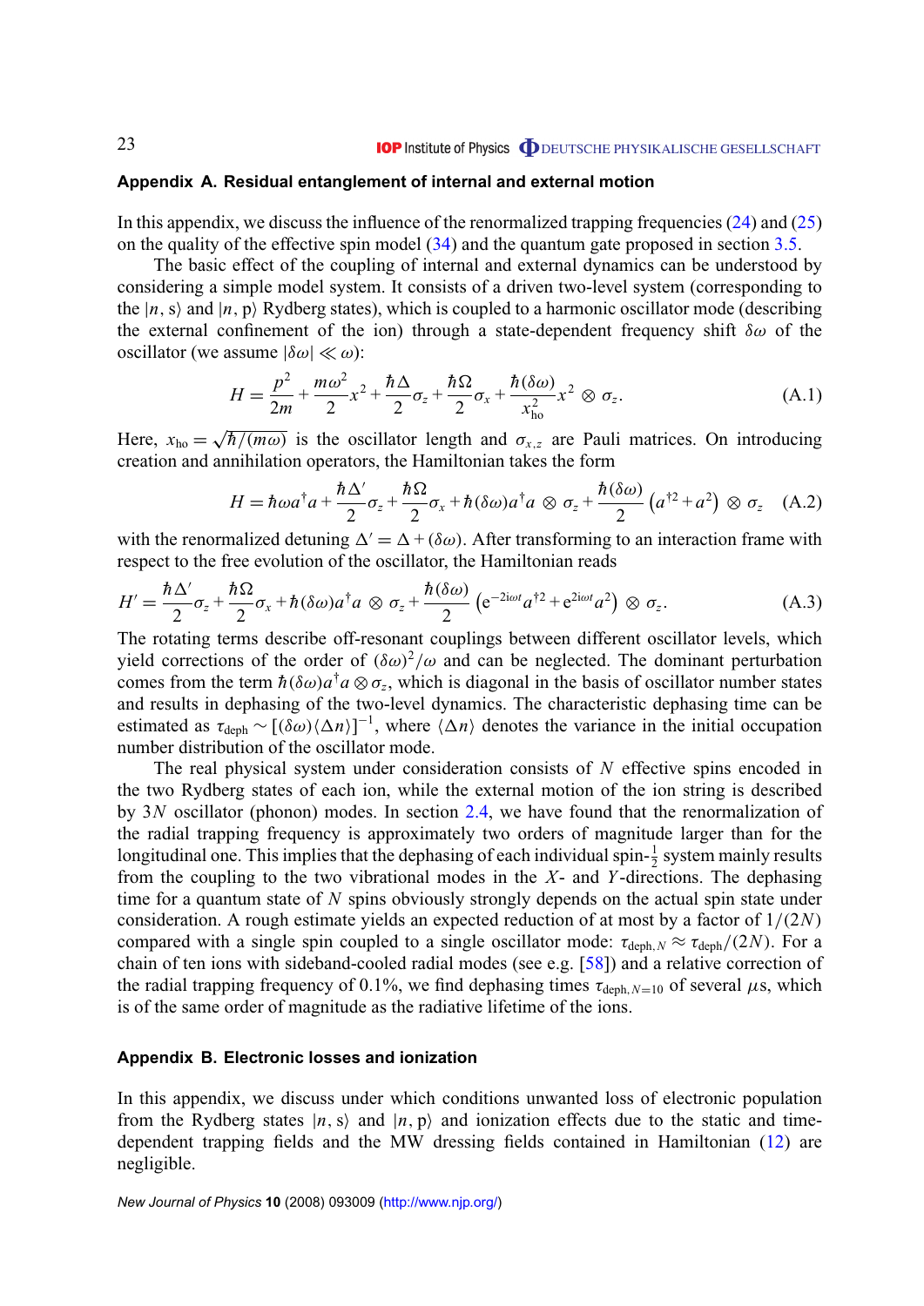## Appendix A. Residual entanglement of internal and external motion

In this appendix, we discuss the influence of the renormalized trapping frequencies (24) and (25) on the quality of the effective spin model (34) and the quantum gate proposed in section 3.5.

The basic effect of the coupling of internal and external dynamics can be understood by considering a simple model system. It consists of a driven two-level system (corresponding to the $|n, \mathrm{s}\rangle$ and $|n, \mathrm{p}\rangle$ Rydberg states), which is coupled to a harmonic oscillator mode (describing the external confinement of the ion) through a state-dependent frequency shift $\delta\omega$ of the oscillator (we assume $|\delta\omega| \ll \omega$):

$$H = \frac{p^2}{2m} + \frac{m\omega^2}{2}x^2 + \frac{\hbar\Delta}{2}\sigma_z + \frac{\hbar\Omega}{2}\sigma_x + \frac{\hbar(\delta\omega)}{x_{\mathrm{ho}}^2}x^2 \otimes \sigma_z. \tag{A.1}$$

Here, $x_{\mathrm{ho}} = \sqrt{\hbar/(m\omega)}$ is the oscillator length and $\sigma_{x,z}$ are Pauli matrices. On introducing creation and annihilation operators, the Hamiltonian takes the form

$$H = \hbar\omega a^\dagger a + \frac{\hbar\Delta'}{2}\sigma_z + \frac{\hbar\Omega}{2}\sigma_x + \hbar(\delta\omega)a^\dagger a \otimes \sigma_z + \frac{\hbar(\delta\omega)}{2}\left(a^{\dagger 2} + a^2\right) \otimes \sigma_z \tag{A.2}$$

with the renormalized detuning $\Delta' = \Delta + (\delta\omega)$. After transforming to an interaction frame with respect to the free evolution of the oscillator, the Hamiltonian reads

$$H' = \frac{\hbar\Delta'}{2}\sigma_z + \frac{\hbar\Omega}{2}\sigma_x + \hbar(\delta\omega)a^\dagger a \otimes \sigma_z + \frac{\hbar(\delta\omega)}{2}\left(\mathrm{e}^{-2\mathrm{i}\omega t}a^{\dagger 2} + \mathrm{e}^{2\mathrm{i}\omega t}a^2\right) \otimes \sigma_z. \tag{A.3}$$

The rotating terms describe off-resonant couplings between different oscillator levels, which yield corrections of the order of $(\delta\omega)^2/\omega$ and can be neglected. The dominant perturbation comes from the term $\hbar(\delta\omega)a^\dagger a \otimes \sigma_z$, which is diagonal in the basis of oscillator number states and results in dephasing of the two-level dynamics. The characteristic dephasing time can be estimated as $\tau_{\mathrm{deph}} \sim [(\delta\omega)\langle\Delta n\rangle]^{-1}$, where $\langle\Delta n\rangle$ denotes the variance in the initial occupation number distribution of the oscillator mode.

The real physical system under consideration consists of $N$ effective spins encoded in the two Rydberg states of each ion, while the external motion of the ion string is described by $3N$ oscillator (phonon) modes. In section 2.4, we have found that the renormalization of the radial trapping frequency is approximately two orders of magnitude larger than for the longitudinal one. This implies that the dephasing of each individual spin-$\frac{1}{2}$ system mainly results from the coupling to the two vibrational modes in the $X$- and $Y$-directions. The dephasing time for a quantum state of $N$ spins obviously strongly depends on the actual spin state under consideration. A rough estimate yields an expected reduction of at most by a factor of $1/(2N)$ compared with a single spin coupled to a single oscillator mode: $\tau_{\mathrm{deph},N} \approx \tau_{\mathrm{deph}}/(2N)$. For a chain of ten ions with sideband-cooled radial modes (see e.g. [58]) and a relative correction of the radial trapping frequency of 0.1%, we find dephasing times $\tau_{\mathrm{deph},N=10}$ of several $\mu$s, which is of the same order of magnitude as the radiative lifetime of the ions.

## Appendix B. Electronic losses and ionization

In this appendix, we discuss under which conditions unwanted loss of electronic population from the Rydberg states $|n, \mathrm{s}\rangle$ and $|n, \mathrm{p}\rangle$ and ionization effects due to the static and time-dependent trapping fields and the MW dressing fields contained in Hamiltonian (12) are negligible.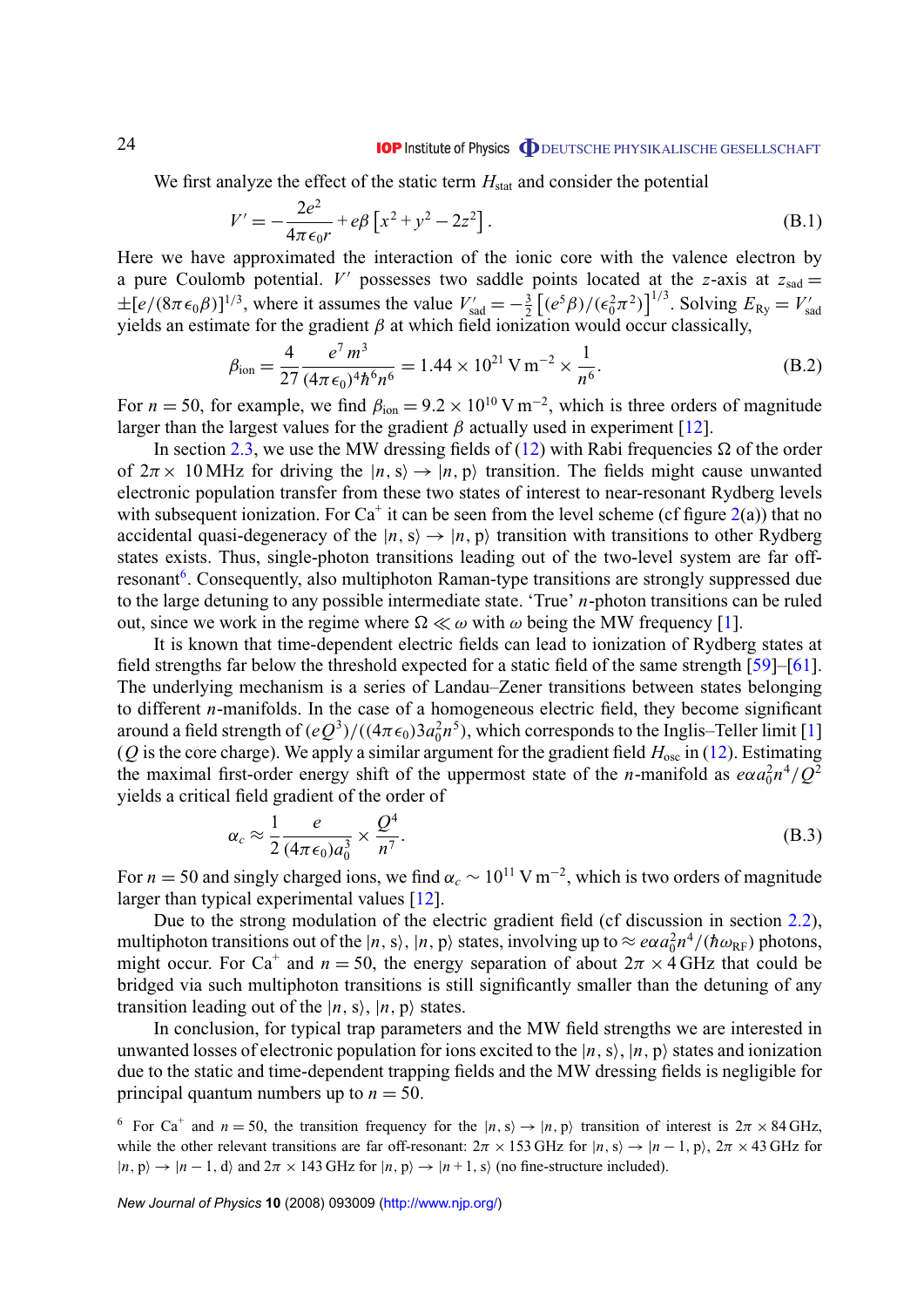We first analyze the effect of the static term $H_{\rm stat}$ and consider the potential

$$V' = -\frac{2e^2}{4\pi\epsilon_0 r} + e\beta\left[x^2 + y^2 - 2z^2\right]. \tag{B.1}$$

Here we have approximated the interaction of the ionic core with the valence electron by a pure Coulomb potential. $V'$ possesses two saddle points located at the $z$-axis at $z_{\rm sad} = \pm[e/(8\pi\epsilon_0\beta)]^{1/3}$, where it assumes the value $V'_{\rm sad} = -\frac{3}{2}\left[(e^5\beta)/(\epsilon_0^2\pi^2)\right]^{1/3}$. Solving $E_{\rm Ry} = V'_{\rm sad}$ yields an estimate for the gradient $\beta$ at which field ionization would occur classically,

$$\beta_{\rm ion} = \frac{4}{27}\frac{e^7 m^3}{(4\pi\epsilon_0)^4\hbar^6 n^6} = 1.44\times 10^{21}\,{\rm V\,m^{-2}} \times \frac{1}{n^6}. \tag{B.2}$$

For $n = 50$, for example, we find $\beta_{\rm ion} = 9.2\times 10^{10}\,{\rm V\,m^{-2}}$, which is three orders of magnitude larger than the largest values for the gradient $\beta$ actually used in experiment [12].

In section 2.3, we use the MW dressing fields of (12) with Rabi frequencies $\Omega$ of the order of $2\pi\times$ 10 MHz for driving the $|n, {\rm s}\rangle \to |n, {\rm p}\rangle$ transition. The fields might cause unwanted electronic population transfer from these two states of interest to near-resonant Rydberg levels with subsequent ionization. For $Ca^+$ it can be seen from the level scheme (cf figure 2(a)) that no accidental quasi-degeneracy of the $|n, {\rm s}\rangle \to |n, {\rm p}\rangle$ transition with transitions to other Rydberg states exists. Thus, single-photon transitions leading out of the two-level system are far off-resonant[6]. Consequently, also multiphoton Raman-type transitions are strongly suppressed due to the large detuning to any possible intermediate state. 'True' $n$-photon transitions can be ruled out, since we work in the regime where $\Omega \ll \omega$ with $\omega$ being the MW frequency [1].

It is known that time-dependent electric fields can lead to ionization of Rydberg states at field strengths far below the threshold expected for a static field of the same strength [59]–[61]. The underlying mechanism is a series of Landau–Zener transitions between states belonging to different $n$-manifolds. In the case of a homogeneous electric field, they become significant around a field strength of $(eQ^3)/((4\pi\epsilon_0)3a_0^2 n^5)$, which corresponds to the Inglis–Teller limit [1] ($Q$ is the core charge). We apply a similar argument for the gradient field $H_{\rm osc}$ in (12). Estimating the maximal first-order energy shift of the uppermost state of the $n$-manifold as $e\alpha a_0^2 n^4/Q^2$ yields a critical field gradient of the order of

$$\alpha_c \approx \frac{1}{2}\frac{e}{(4\pi\epsilon_0)a_0^3} \times \frac{Q^4}{n^7}. \tag{B.3}$$

For $n = 50$ and singly charged ions, we find $\alpha_c \sim 10^{11}\,{\rm V\,m^{-2}}$, which is two orders of magnitude larger than typical experimental values [12].

Due to the strong modulation of the electric gradient field (cf discussion in section 2.2), multiphoton transitions out of the $|n, {\rm s}\rangle$, $|n, {\rm p}\rangle$ states, involving up to $\approx e\alpha a_0^2 n^4/(\hbar\omega_{\rm RF})$ photons, might occur. For $Ca^+$ and $n = 50$, the energy separation of about $2\pi\times 4$ GHz that could be bridged via such multiphoton transitions is still significantly smaller than the detuning of any transition leading out of the $|n, {\rm s}\rangle$, $|n, {\rm p}\rangle$ states.

In conclusion, for typical trap parameters and the MW field strengths we are interested in unwanted losses of electronic population for ions excited to the $|n, {\rm s}\rangle$, $|n, {\rm p}\rangle$ states and ionization due to the static and time-dependent trapping fields and the MW dressing fields is negligible for principal quantum numbers up to $n = 50$.

[6] For $Ca^+$ and $n = 50$, the transition frequency for the $|n, {\rm s}\rangle \to |n, {\rm p}\rangle$ transition of interest is $2\pi\times 84$ GHz, while the other relevant transitions are far off-resonant: $2\pi\times 153$ GHz for $|n, {\rm s}\rangle \to |n-1, {\rm p}\rangle$, $2\pi\times 43$ GHz for $|n, {\rm p}\rangle \to |n-1, {\rm d}\rangle$ and $2\pi\times 143$ GHz for $|n, {\rm p}\rangle \to |n+1, {\rm s}\rangle$ (no fine-structure included).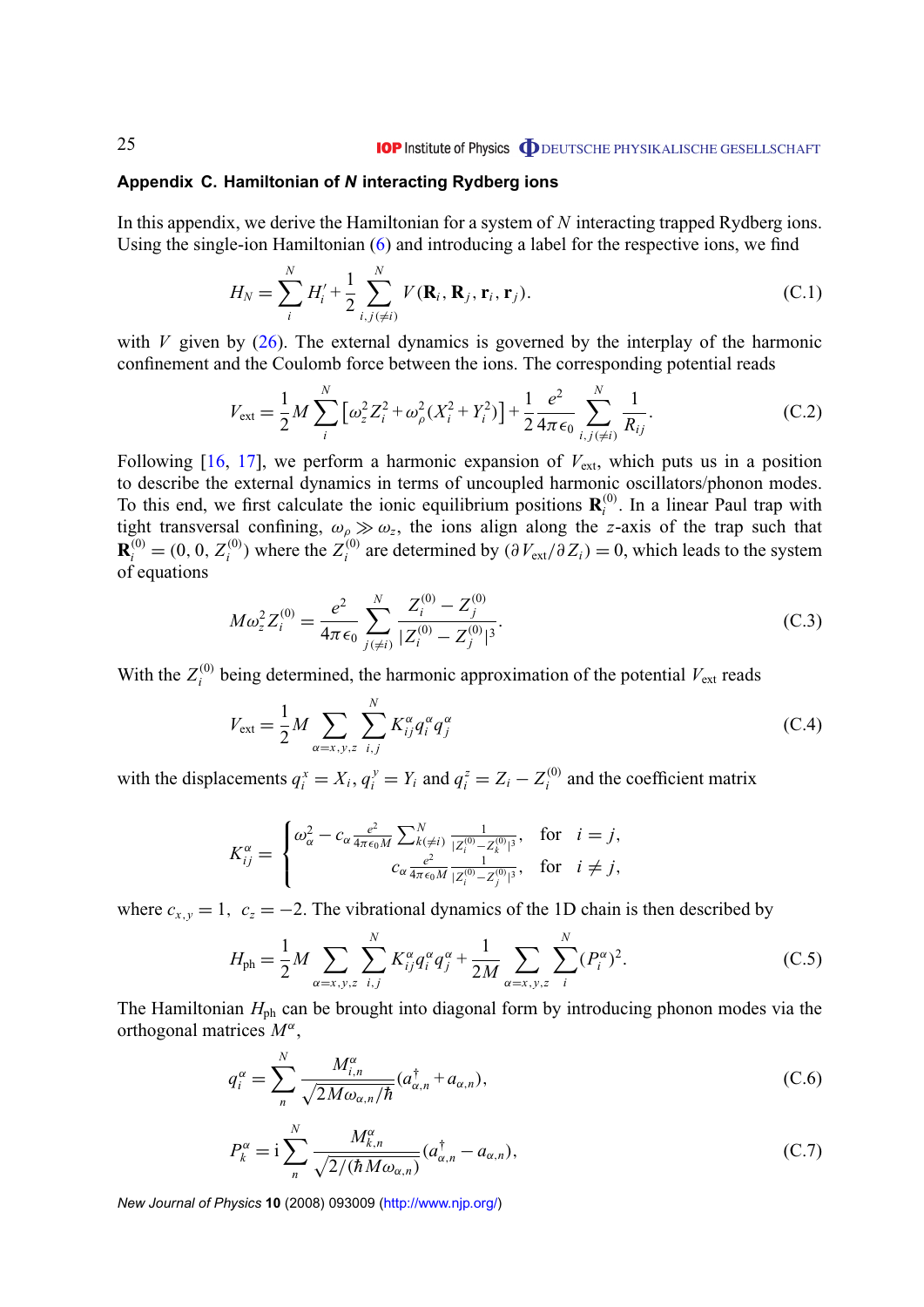## Appendix C. Hamiltonian of *N* interacting Rydberg ions

In this appendix, we derive the Hamiltonian for a system of $N$ interacting trapped Rydberg ions. Using the single-ion Hamiltonian (6) and introducing a label for the respective ions, we find

$$H_N = \sum_i^N H_i' + \frac{1}{2} \sum_{i,j(\neq i)}^N V(\mathbf{R}_i, \mathbf{R}_j, \mathbf{r}_i, \mathbf{r}_j). \tag{C.1}$$

with $V$ given by (26). The external dynamics is governed by the interplay of the harmonic confinement and the Coulomb force between the ions. The corresponding potential reads

$$V_{\text{ext}} = \frac{1}{2} M \sum_i^N \left[ \omega_z^2 Z_i^2 + \omega_\rho^2 (X_i^2 + Y_i^2) \right] + \frac{1}{2} \frac{e^2}{4\pi\epsilon_0} \sum_{i,j(\neq i)}^N \frac{1}{R_{ij}}. \tag{C.2}$$

Following [16, 17], we perform a harmonic expansion of $V_{\text{ext}}$, which puts us in a position to describe the external dynamics in terms of uncoupled harmonic oscillators/phonon modes. To this end, we first calculate the ionic equilibrium positions $\mathbf{R}_i^{(0)}$. In a linear Paul trap with tight transversal confining, $\omega_\rho \gg \omega_z$, the ions align along the $z$-axis of the trap such that $\mathbf{R}_i^{(0)} = (0, 0, Z_i^{(0)})$ where the $Z_i^{(0)}$ are determined by $(\partial V_{\text{ext}} / \partial Z_i) = 0$, which leads to the system of equations

$$M \omega_z^2 Z_i^{(0)} = \frac{e^2}{4\pi\epsilon_0} \sum_{j(\neq i)}^N \frac{Z_i^{(0)} - Z_j^{(0)}}{|Z_i^{(0)} - Z_j^{(0)}|^3}. \tag{C.3}$$

With the $Z_i^{(0)}$ being determined, the harmonic approximation of the potential $V_{\text{ext}}$ reads

$$V_{\text{ext}} = \frac{1}{2} M \sum_{\alpha = x,y,z} \sum_{i,j}^N K_{ij}^\alpha q_i^\alpha q_j^\alpha \tag{C.4}$$

with the displacements $q_i^x = X_i$, $q_i^y = Y_i$ and $q_i^z = Z_i - Z_i^{(0)}$ and the coefficient matrix

$$K_{ij}^\alpha = \begin{cases} \omega_\alpha^2 - c_\alpha \frac{e^2}{4\pi\epsilon_0 M} \sum_{k(\neq i)}^N \frac{1}{|Z_i^{(0)} - Z_k^{(0)}|^3}, & \text{for} \quad i = j, \\ c_\alpha \frac{e^2}{4\pi\epsilon_0 M} \frac{1}{|Z_i^{(0)} - Z_j^{(0)}|^3}, & \text{for} \quad i \neq j, \end{cases}$$

where $c_{x,y} = 1$, $c_z = -2$. The vibrational dynamics of the 1D chain is then described by

$$H_{\text{ph}} = \frac{1}{2} M \sum_{\alpha = x,y,z} \sum_{i,j}^N K_{ij}^\alpha q_i^\alpha q_j^\alpha + \frac{1}{2M} \sum_{\alpha = x,y,z} \sum_i^N (P_i^\alpha)^2. \tag{C.5}$$

The Hamiltonian $H_{\text{ph}}$ can be brought into diagonal form by introducing phonon modes via the orthogonal matrices $M^\alpha$,

$$q_i^\alpha = \sum_n^N \frac{M_{i,n}^\alpha}{\sqrt{2M\omega_{\alpha,n}/\hbar}} (a_{\alpha,n}^\dagger + a_{\alpha,n}), \tag{C.6}$$

$$P_k^\alpha = \mathrm{i} \sum_n^N \frac{M_{k,n}^\alpha}{\sqrt{2/(\hbar M \omega_{\alpha,n})}} (a_{\alpha,n}^\dagger - a_{\alpha,n}), \tag{C.7}$$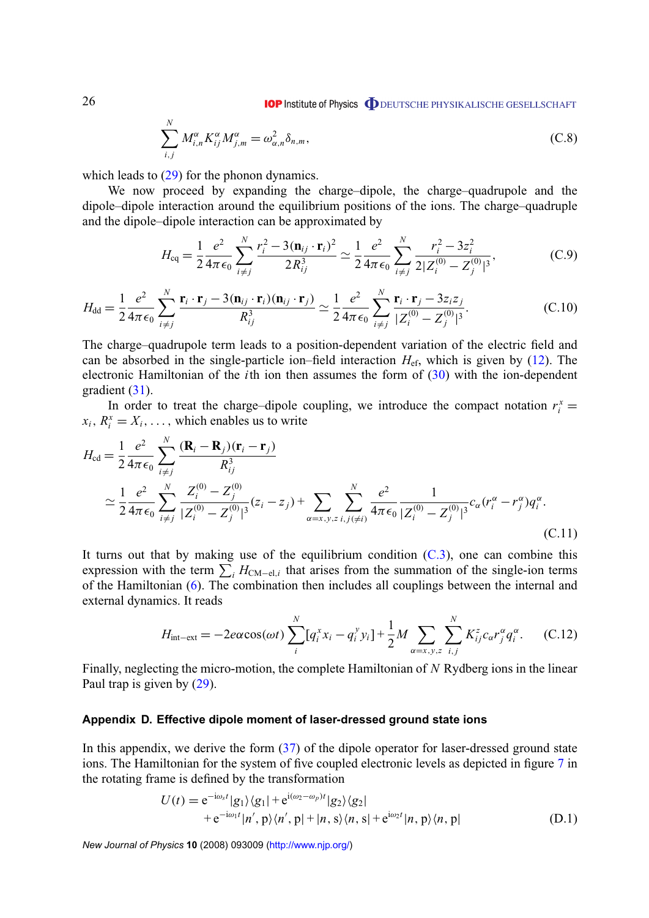$$\sum_{i,j}^{N} M_{i,n}^{\alpha} K_{ij}^{\alpha} M_{j,m}^{\alpha} = \omega_{\alpha,n}^{2} \delta_{n,m}, \tag{C.8}$$

which leads to (29) for the phonon dynamics.

We now proceed by expanding the charge–dipole, the charge–quadrupole and the dipole–dipole interaction around the equilibrium positions of the ions. The charge–quadruple and the dipole–dipole interaction can be approximated by

$$H_{\mathrm{cq}} = \frac{1}{2}\frac{e^2}{4\pi\epsilon_0}\sum_{i\neq j}^{N}\frac{r_i^2 - 3(\mathbf{n}_{ij}\cdot\mathbf{r}_i)^2}{2R_{ij}^3} \simeq \frac{1}{2}\frac{e^2}{4\pi\epsilon_0}\sum_{i\neq j}^{N}\frac{r_i^2 - 3z_i^2}{2|Z_i^{(0)} - Z_j^{(0)}|^3}, \tag{C.9}$$

$$H_{\mathrm{dd}} = \frac{1}{2}\frac{e^2}{4\pi\epsilon_0}\sum_{i\neq j}^{N}\frac{\mathbf{r}_i\cdot\mathbf{r}_j - 3(\mathbf{n}_{ij}\cdot\mathbf{r}_i)(\mathbf{n}_{ij}\cdot\mathbf{r}_j)}{R_{ij}^3} \simeq \frac{1}{2}\frac{e^2}{4\pi\epsilon_0}\sum_{i\neq j}^{N}\frac{\mathbf{r}_i\cdot\mathbf{r}_j - 3z_i z_j}{|Z_i^{(0)} - Z_j^{(0)}|^3}. \tag{C.10}$$

The charge–quadrupole term leads to a position-dependent variation of the electric field and can be absorbed in the single-particle ion–field interaction $H_{\mathrm{ef}}$, which is given by (12). The electronic Hamiltonian of the $i$th ion then assumes the form of (30) with the ion-dependent gradient (31).

In order to treat the charge–dipole coupling, we introduce the compact notation $r_i^x = x_i$, $R_i^x = X_i, \ldots$, which enables us to write

$$\begin{aligned} H_{\mathrm{cd}} &= \frac{1}{2}\frac{e^2}{4\pi\epsilon_0}\sum_{i\neq j}^{N}\frac{(\mathbf{R}_i - \mathbf{R}_j)(\mathbf{r}_i - \mathbf{r}_j)}{R_{ij}^3} \\ &\simeq \frac{1}{2}\frac{e^2}{4\pi\epsilon_0}\sum_{i\neq j}^{N}\frac{Z_i^{(0)} - Z_j^{(0)}}{|Z_i^{(0)} - Z_j^{(0)}|^3}(z_i - z_j) + \sum_{\alpha=x,y,z}\sum_{i,j(\neq i)}^{N}\frac{e^2}{4\pi\epsilon_0}\frac{1}{|Z_i^{(0)} - Z_j^{(0)}|^3}c_\alpha(r_i^\alpha - r_j^\alpha)q_i^\alpha. \end{aligned} \tag{C.11}$$

It turns out that by making use of the equilibrium condition (C.3), one can combine this expression with the term $\sum_i H_{\mathrm{CM-el},i}$ that arises from the summation of the single-ion terms of the Hamiltonian (6). The combination then includes all couplings between the internal and external dynamics. It reads

$$H_{\mathrm{int-ext}} = -2e\alpha\cos(\omega t)\sum_{i}^{N}[q_i^x x_i - q_i^y y_i] + \frac{1}{2}M\sum_{\alpha=x,y,z}\sum_{i,j}^{N}K_{ij}^{z}c_\alpha r_j^\alpha q_i^\alpha. \tag{C.12}$$

Finally, neglecting the micro-motion, the complete Hamiltonian of $N$ Rydberg ions in the linear Paul trap is given by (29).

## Appendix D. Effective dipole moment of laser-dressed ground state ions

In this appendix, we derive the form (37) of the dipole operator for laser-dressed ground state ions. The Hamiltonian for the system of five coupled electronic levels as depicted in figure 7 in the rotating frame is defined by the transformation

$$\begin{aligned} U(t) = \,&\mathrm{e}^{-\mathrm{i}\omega_s t}|g_1\rangle\langle g_1| + \mathrm{e}^{\mathrm{i}(\omega_2-\omega_p)t}|g_2\rangle\langle g_2| \\ &+ \mathrm{e}^{-\mathrm{i}\omega_1 t}|n', \mathrm{p}\rangle\langle n', \mathrm{p}| + |n, \mathrm{s}\rangle\langle n, \mathrm{s}| + \mathrm{e}^{\mathrm{i}\omega_2 t}|n, \mathrm{p}\rangle\langle n, \mathrm{p}| \end{aligned} \tag{D.1}$$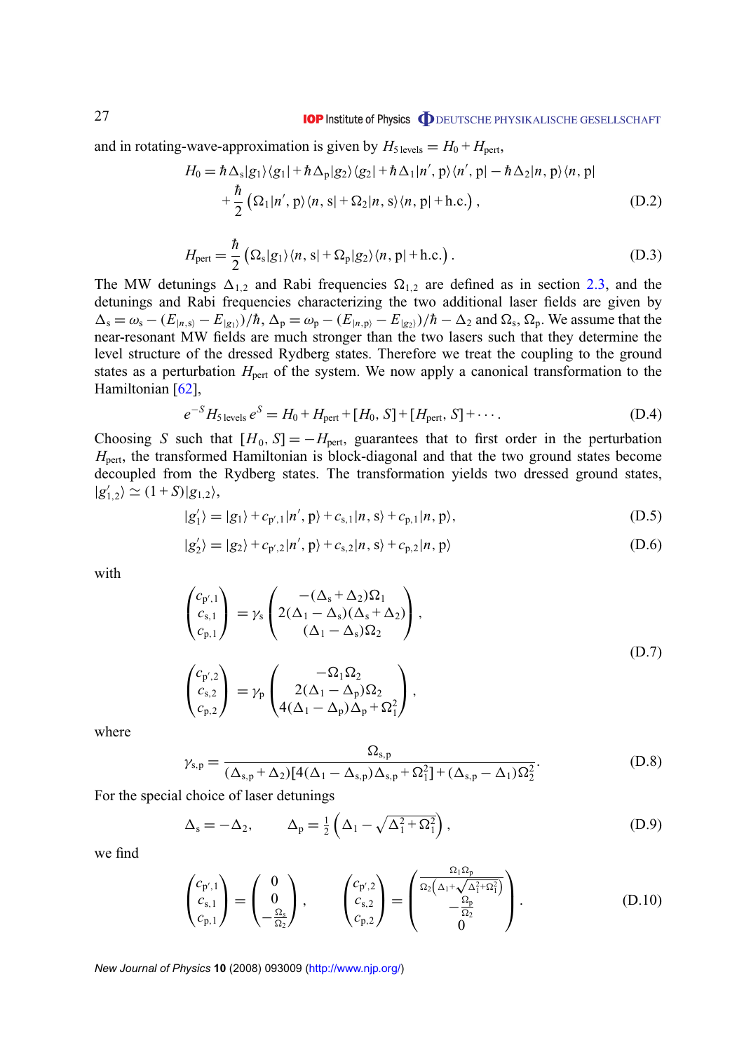and in rotating-wave-approximation is given by $H_{5\,\mathrm{levels}} = H_0 + H_{\mathrm{pert}}$,

$$
\begin{aligned}
H_0 = \hbar\Delta_{\mathrm{s}}|g_1\rangle\langle g_1| + \hbar\Delta_{\mathrm{p}}|g_2\rangle\langle g_2| + \hbar\Delta_1|n',\mathrm{p}\rangle\langle n',\mathrm{p}| - \hbar\Delta_2|n,\mathrm{p}\rangle\langle n,\mathrm{p}| \\
+ \frac{\hbar}{2}\left(\Omega_1|n',\mathrm{p}\rangle\langle n,\mathrm{s}| + \Omega_2|n,\mathrm{s}\rangle\langle n,\mathrm{p}| + \mathrm{h.c.}\right),
\end{aligned}
\tag{D.2}
$$

$$
H_{\mathrm{pert}} = \frac{\hbar}{2}\left(\Omega_{\mathrm{s}}|g_1\rangle\langle n,\mathrm{s}| + \Omega_{\mathrm{p}}|g_2\rangle\langle n,\mathrm{p}| + \mathrm{h.c.}\right).
\tag{D.3}
$$

The MW detunings $\Delta_{1,2}$ and Rabi frequencies $\Omega_{1,2}$ are defined as in section 2.3, and the detunings and Rabi frequencies characterizing the two additional laser fields are given by $\Delta_{\mathrm{s}} = \omega_{\mathrm{s}} - (E_{|n,s\rangle} - E_{|g_1\rangle})/\hbar$, $\Delta_{\mathrm{p}} = \omega_{\mathrm{p}} - (E_{|n,p\rangle} - E_{|g_2\rangle})/\hbar - \Delta_2$ and $\Omega_{\mathrm{s}}$, $\Omega_{\mathrm{p}}$. We assume that the near-resonant MW fields are much stronger than the two lasers such that they determine the level structure of the dressed Rydberg states. Therefore we treat the coupling to the ground states as a perturbation $H_{\mathrm{pert}}$ of the system. We now apply a canonical transformation to the Hamiltonian [62],

$$
e^{-S}H_{5\,\mathrm{levels}}\,e^{S} = H_0 + H_{\mathrm{pert}} + [H_0, S] + [H_{\mathrm{pert}}, S] + \cdots.
\tag{D.4}
$$

Choosing $S$ such that $[H_0, S] = -H_{\mathrm{pert}}$, guarantees that to first order in the perturbation $H_{\mathrm{pert}}$, the transformed Hamiltonian is block-diagonal and that the two ground states become decoupled from the Rydberg states. The transformation yields two dressed ground states, $|g'_{1,2}\rangle \simeq (1+S)|g_{1,2}\rangle$,

$$
|g'_1\rangle = |g_1\rangle + c_{\mathrm{p}',1}|n',\mathrm{p}\rangle + c_{\mathrm{s},1}|n,\mathrm{s}\rangle + c_{\mathrm{p},1}|n,\mathrm{p}\rangle,
\tag{D.5}
$$

$$
|g'_2\rangle = |g_2\rangle + c_{\mathrm{p}',2}|n',\mathrm{p}\rangle + c_{\mathrm{s},2}|n,\mathrm{s}\rangle + c_{\mathrm{p},2}|n,\mathrm{p}\rangle
\tag{D.6}
$$

with

$$
\begin{aligned}
\begin{pmatrix} c_{\mathrm{p}',1} \\ c_{\mathrm{s},1} \\ c_{\mathrm{p},1} \end{pmatrix} &= \gamma_{\mathrm{s}} \begin{pmatrix} -(\Delta_{\mathrm{s}}+\Delta_2)\Omega_1 \\ 2(\Delta_1-\Delta_{\mathrm{s}})(\Delta_{\mathrm{s}}+\Delta_2) \\ (\Delta_1-\Delta_{\mathrm{s}})\Omega_2 \end{pmatrix}, \\
\begin{pmatrix} c_{\mathrm{p}',2} \\ c_{\mathrm{s},2} \\ c_{\mathrm{p},2} \end{pmatrix} &= \gamma_{\mathrm{p}} \begin{pmatrix} -\Omega_1\Omega_2 \\ 2(\Delta_1-\Delta_{\mathrm{p}})\Omega_2 \\ 4(\Delta_1-\Delta_{\mathrm{p}})\Delta_{\mathrm{p}}+\Omega_1^2 \end{pmatrix},
\end{aligned}
\tag{D.7}
$$

where

$$
\gamma_{\mathrm{s,p}} = \frac{\Omega_{\mathrm{s,p}}}{(\Delta_{\mathrm{s,p}}+\Delta_2)[4(\Delta_1-\Delta_{\mathrm{s,p}})\Delta_{\mathrm{s,p}}+\Omega_1^2] + (\Delta_{\mathrm{s,p}}-\Delta_1)\Omega_2^2}.
\tag{D.8}
$$

For the special choice of laser detunings

$$
\Delta_{\mathrm{s}} = -\Delta_2, \qquad \Delta_{\mathrm{p}} = \tfrac{1}{2}\left(\Delta_1 - \sqrt{\Delta_1^2+\Omega_1^2}\right),
\tag{D.9}
$$

we find

$$
\begin{pmatrix} c_{\mathrm{p}',1} \\ c_{\mathrm{s},1} \\ c_{\mathrm{p},1} \end{pmatrix} = \begin{pmatrix} 0 \\ 0 \\ -\frac{\Omega_{\mathrm{s}}}{\Omega_2} \end{pmatrix}, \qquad
\begin{pmatrix} c_{\mathrm{p}',2} \\ c_{\mathrm{s},2} \\ c_{\mathrm{p},2} \end{pmatrix} = \begin{pmatrix} \frac{\Omega_1\Omega_{\mathrm{p}}}{\Omega_2\left(\Delta_1+\sqrt{\Delta_1^2+\Omega_1^2}\right)} \\ -\frac{\Omega_{\mathrm{p}}}{\Omega_2} \\ 0 \end{pmatrix}.
\tag{D.10}
$$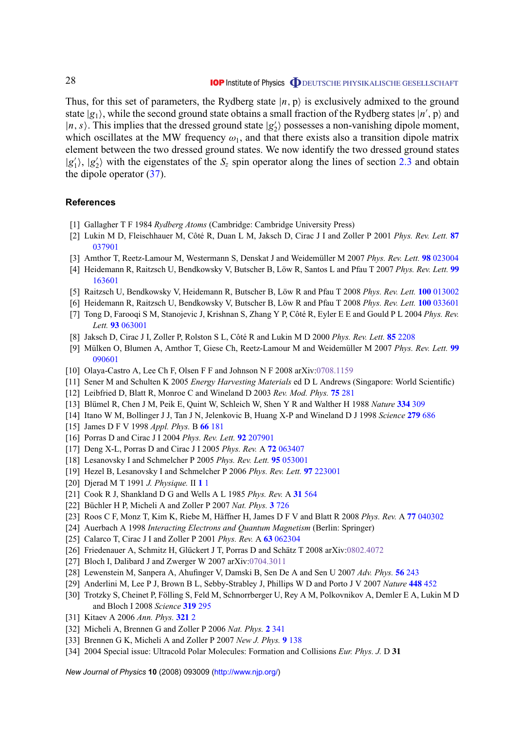Thus, for this set of parameters, the Rydberg state $|n, \mathrm{p}\rangle$ is exclusively admixed to the ground state $|g_1\rangle$, while the second ground state obtains a small fraction of the Rydberg states $|n', \mathrm{p}\rangle$ and $|n, s\rangle$. This implies that the dressed ground state $|g_2'\rangle$ possesses a non-vanishing dipole moment, which oscillates at the MW frequency $\omega_1$, and that there exists also a transition dipole matrix element between the two dressed ground states. We now identify the two dressed ground states $|g_1'\rangle$, $|g_2'\rangle$ with the eigenstates of the $S_z$ spin operator along the lines of section 2.3 and obtain the dipole operator (37).

## References

[1] Gallagher T F 1984 *Rydberg Atoms* (Cambridge: Cambridge University Press)
[2] Lukin M D, Fleischhauer M, Côté R, Duan L M, Jaksch D, Cirac J I and Zoller P 2001 *Phys. Rev. Lett.* **87** 037901
[3] Amthor T, Reetz-Lamour M, Westermann S, Denskat J and Weidemüller M 2007 *Phys. Rev. Lett.* **98** 023004
[4] Heidemann R, Raitzsch U, Bendkowsky V, Butscher B, Löw R, Santos L and Pfau T 2007 *Phys. Rev. Lett.* **99** 163601
[5] Raitzsch U, Bendkowsky V, Heidemann R, Butscher B, Löw R and Pfau T 2008 *Phys. Rev. Lett.* **100** 013002
[6] Heidemann R, Raitzsch U, Bendkowsky V, Butscher B, Löw R and Pfau T 2008 *Phys. Rev. Lett.* **100** 033601
[7] Tong D, Farooqi S M, Stanojevic J, Krishnan S, Zhang Y P, Côté R, Eyler E E and Gould P L 2004 *Phys. Rev. Lett.* **93** 063001
[8] Jaksch D, Cirac J I, Zoller P, Rolston S L, Côté R and Lukin M D 2000 *Phys. Rev. Lett.* **85** 2208
[9] Mülken O, Blumen A, Amthor T, Giese Ch, Reetz-Lamour M and Weidemüller M 2007 *Phys. Rev. Lett.* **99** 090601
[10] Olaya-Castro A, Lee Ch F, Olsen F F and Johnson N F 2008 arXiv:0708.1159
[11] Sener M and Schulten K 2005 *Energy Harvesting Materials* ed D L Andrews (Singapore: World Scientific)
[12] Leibfried D, Blatt R, Monroe C and Wineland D 2003 *Rev. Mod. Phys.* **75** 281
[13] Blümel R, Chen J M, Peik E, Quint W, Schleich W, Shen Y R and Walther H 1988 *Nature* **334** 309
[14] Itano W M, Bollinger J J, Tan J N, Jelenkovic B, Huang X-P and Wineland D J 1998 *Science* **279** 686
[15] James D F V 1998 *Appl. Phys.* B **66** 181
[16] Porras D and Cirac J I 2004 *Phys. Rev. Lett.* **92** 207901
[17] Deng X-L, Porras D and Cirac J I 2005 *Phys. Rev.* A **72** 063407
[18] Lesanovsky I and Schmelcher P 2005 *Phys. Rev. Lett.* **95** 053001
[19] Hezel B, Lesanovsky I and Schmelcher P 2006 *Phys. Rev. Lett.* **97** 223001
[20] Djerad M T 1991 *J. Physique.* II **1** 1
[21] Cook R J, Shankland D G and Wells A L 1985 *Phys. Rev.* A **31** 564
[22] Büchler H P, Micheli A and Zoller P 2007 *Nat. Phys.* **3** 726
[23] Roos C F, Monz T, Kim K, Riebe M, Häffner H, James D F V and Blatt R 2008 *Phys. Rev.* A **77** 040302
[24] Auerbach A 1998 *Interacting Electrons and Quantum Magnetism* (Berlin: Springer)
[25] Calarco T, Cirac J I and Zoller P 2001 *Phys. Rev.* A **63** 062304
[26] Friedenauer A, Schmitz H, Glückert J T, Porras D and Schätz T 2008 arXiv:0802.4072
[27] Bloch I, Dalibard J and Zwerger W 2007 arXiv:0704.3011
[28] Lewenstein M, Sanpera A, Ahufinger V, Damski B, Sen De A and Sen U 2007 *Adv. Phys.* **56** 243
[29] Anderlini M, Lee P J, Brown B L, Sebby-Strabley J, Phillips W D and Porto J V 2007 *Nature* **448** 452
[30] Trotzky S, Cheinet P, Fölling S, Feld M, Schnorrberger U, Rey A M, Polkovnikov A, Demler E A, Lukin M D and Bloch I 2008 *Science* **319** 295
[31] Kitaev A 2006 *Ann. Phys.* **321** 2
[32] Micheli A, Brennen G and Zoller P 2006 *Nat. Phys.* **2** 341
[33] Brennen G K, Micheli A and Zoller P 2007 *New J. Phys.* **9** 138
[34] 2004 Special issue: Ultracold Polar Molecules: Formation and Collisions *Eur. Phys. J.* D **31**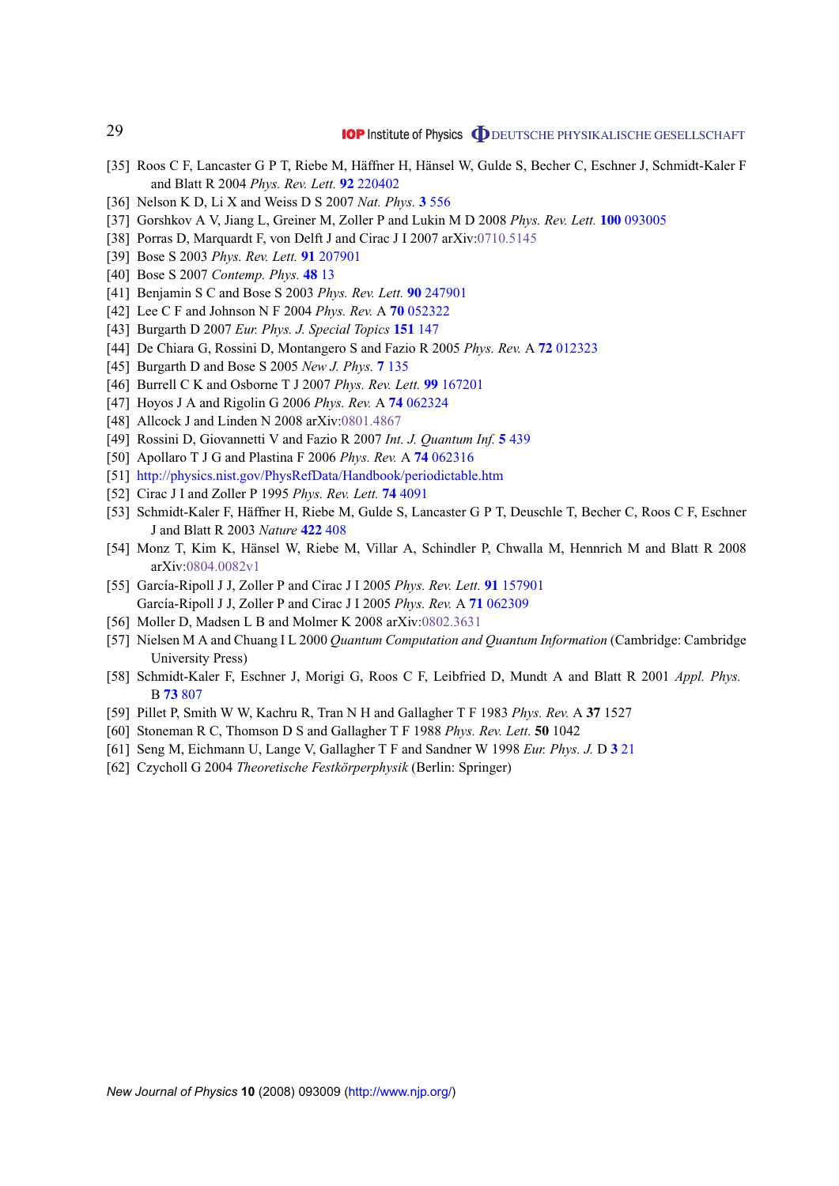[35] Roos C F, Lancaster G P T, Riebe M, Häffner H, Hänsel W, Gulde S, Becher C, Eschner J, Schmidt-Kaler F and Blatt R 2004 *Phys. Rev. Lett.* **92** 220402

[36] Nelson K D, Li X and Weiss D S 2007 *Nat. Phys.* **3** 556

[37] Gorshkov A V, Jiang L, Greiner M, Zoller P and Lukin M D 2008 *Phys. Rev. Lett.* **100** 093005

[38] Porras D, Marquardt F, von Delft J and Cirac J I 2007 arXiv:0710.5145

[39] Bose S 2003 *Phys. Rev. Lett.* **91** 207901

[40] Bose S 2007 *Contemp. Phys.* **48** 13

[41] Benjamin S C and Bose S 2003 *Phys. Rev. Lett.* **90** 247901

[42] Lee C F and Johnson N F 2004 *Phys. Rev.* A **70** 052322

[43] Burgarth D 2007 *Eur. Phys. J. Special Topics* **151** 147

[44] De Chiara G, Rossini D, Montangero S and Fazio R 2005 *Phys. Rev.* A **72** 012323

[45] Burgarth D and Bose S 2005 *New J. Phys.* **7** 135

[46] Burrell C K and Osborne T J 2007 *Phys. Rev. Lett.* **99** 167201

[47] Hoyos J A and Rigolin G 2006 *Phys. Rev.* A **74** 062324

[48] Allcock J and Linden N 2008 arXiv:0801.4867

[49] Rossini D, Giovannetti V and Fazio R 2007 *Int. J. Quantum Inf.* **5** 439

[50] Apollaro T J G and Plastina F 2006 *Phys. Rev.* A **74** 062316

[51] http://physics.nist.gov/PhysRefData/Handbook/periodictable.htm

[52] Cirac J I and Zoller P 1995 *Phys. Rev. Lett.* **74** 4091

[53] Schmidt-Kaler F, Häffner H, Riebe M, Gulde S, Lancaster G P T, Deuschle T, Becher C, Roos C F, Eschner J and Blatt R 2003 *Nature* **422** 408

[54] Monz T, Kim K, Hänsel W, Riebe M, Villar A, Schindler P, Chwalla M, Hennrich M and Blatt R 2008 arXiv:0804.0082v1

[55] García-Ripoll J J, Zoller P and Cirac J I 2005 *Phys. Rev. Lett.* **91** 157901
García-Ripoll J J, Zoller P and Cirac J I 2005 *Phys. Rev.* A **71** 062309

[56] Moller D, Madsen L B and Molmer K 2008 arXiv:0802.3631

[57] Nielsen M A and Chuang I L 2000 *Quantum Computation and Quantum Information* (Cambridge: Cambridge University Press)

[58] Schmidt-Kaler F, Eschner J, Morigi G, Roos C F, Leibfried D, Mundt A and Blatt R 2001 *Appl. Phys.* B **73** 807

[59] Pillet P, Smith W W, Kachru R, Tran N H and Gallagher T F 1983 *Phys. Rev.* A **37** 1527

[60] Stoneman R C, Thomson D S and Gallagher T F 1988 *Phys. Rev. Lett.* **50** 1042

[61] Seng M, Eichmann U, Lange V, Gallagher T F and Sandner W 1998 *Eur. Phys. J.* D **3** 21

[62] Czycholl G 2004 *Theoretische Festkörperphysik* (Berlin: Springer)